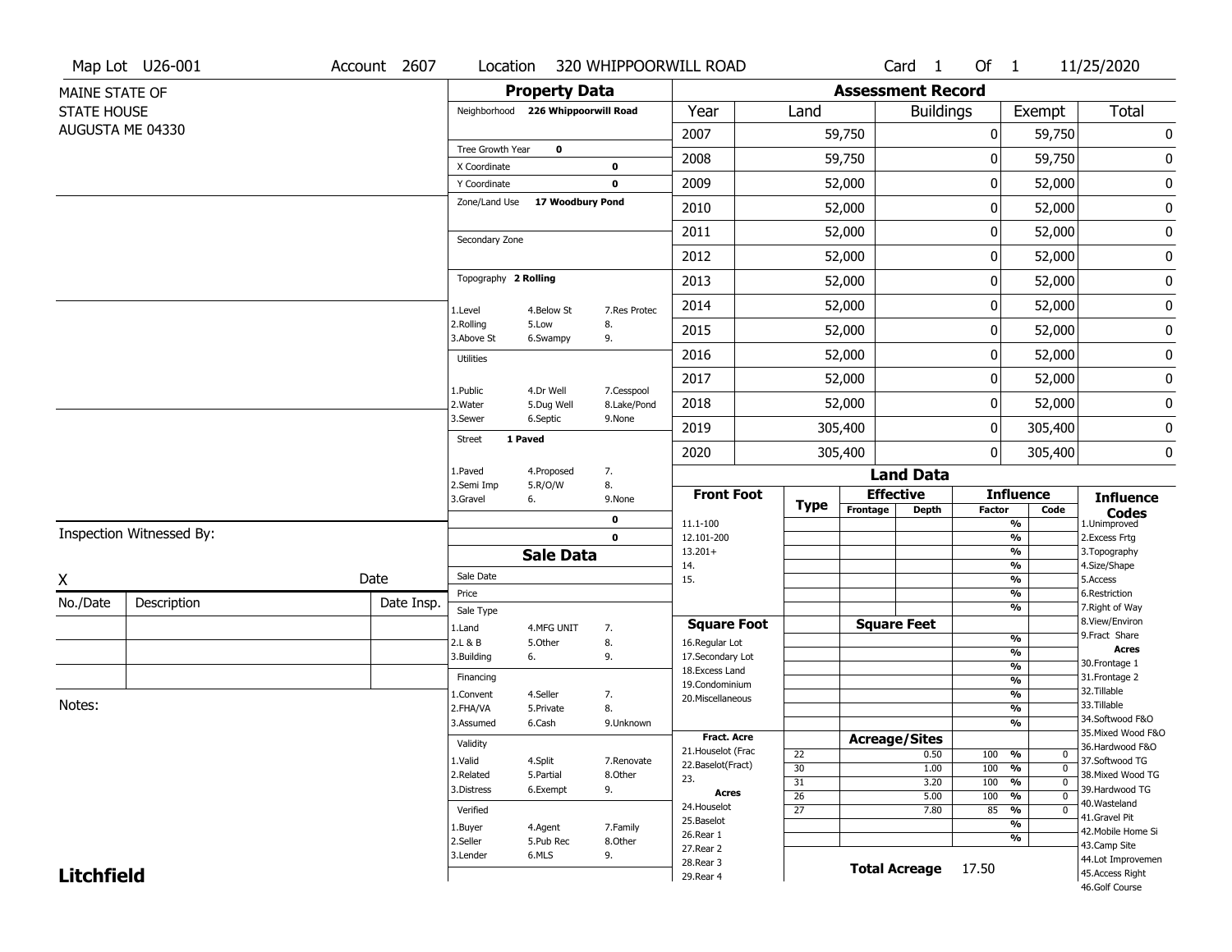Map Lot U26-001 | Account 2607 | Location 320 WHIPPOORWILL ROAD | Card 1 Of 1 | 11/25/2020

MAINE STATE OF
STATE HOUSE
AUGUSTA ME 04330

## Property Data

Neighborhood 226 Whippoorwill Road

Tree Growth Year 0
X Coordinate 0
Y Coordinate 0
Zone/Land Use 17 Woodbury Pond

Secondary Zone

Topography 2 Rolling

| | | |
|---|---|---|
| 1.Level | 4.Below St | 7.Res Protec |
| 2.Rolling | 5.Low | 8. |
| 3.Above St | 6.Swampy | 9. |

Utilities

| | | |
|---|---|---|
| 1.Public | 4.Dr Well | 7.Cesspool |
| 2.Water | 5.Dug Well | 8.Lake/Pond |
| 3.Sewer | 6.Septic | 9.None |

Street 1 Paved

| | | |
|---|---|---|
| 1.Paved | 4.Proposed | 7. |
| 2.Semi Imp | 5.R/O/W | 8. |
| 3.Gravel | 6. | 9.None |

0
0

## Sale Data

Sale Date
Price
Sale Type

| | | |
|---|---|---|
| 1.Land | 4.MFG UNIT | 7. |
| 2.L & B | 5.Other | 8. |
| 3.Building | 6. | 9. |

Financing

| | | |
|---|---|---|
| 1.Convent | 4.Seller | 7. |
| 2.FHA/VA | 5.Private | 8. |
| 3.Assumed | 6.Cash | 9.Unknown |

Validity

| | | |
|---|---|---|
| 1.Valid | 4.Split | 7.Renovate |
| 2.Related | 5.Partial | 8.Other |
| 3.Distress | 6.Exempt | 9. |

Verified

| | | |
|---|---|---|
| 1.Buyer | 4.Agent | 7.Family |
| 2.Seller | 5.Pub Rec | 8.Other |
| 3.Lender | 6.MLS | 9. |

## Assessment Record

| Year | Land | Buildings | Exempt | Total |
|---|---|---|---|---|
| 2007 | 59,750 | 0 | 59,750 | 0 |
| 2008 | 59,750 | 0 | 59,750 | 0 |
| 2009 | 52,000 | 0 | 52,000 | 0 |
| 2010 | 52,000 | 0 | 52,000 | 0 |
| 2011 | 52,000 | 0 | 52,000 | 0 |
| 2012 | 52,000 | 0 | 52,000 | 0 |
| 2013 | 52,000 | 0 | 52,000 | 0 |
| 2014 | 52,000 | 0 | 52,000 | 0 |
| 2015 | 52,000 | 0 | 52,000 | 0 |
| 2016 | 52,000 | 0 | 52,000 | 0 |
| 2017 | 52,000 | 0 | 52,000 | 0 |
| 2018 | 52,000 | 0 | 52,000 | 0 |
| 2019 | 305,400 | 0 | 305,400 | 0 |
| 2020 | 305,400 | 0 | 305,400 | 0 |

## Land Data

| Front Foot | Type | Effective Frontage | Effective Depth | Influence Factor | Influence Code |
|---|---|---|---|---|---|
| 11.1-100 | | | | % | |
| 12.101-200 | | | | % | |
| 13.201+ | | | | % | |
| 14. | | | | % | |
| 15. | | | | % | |
| | | | | % | |

| Square Foot | Square Feet | Influence Factor | |
|---|---|---|---|
| 16.Regular Lot | | % | |
| 17.Secondary Lot | | % | |
| 18.Excess Land | | % | |
| 19.Condominium | | % | |
| 20.Miscellaneous | | % | |
| | | % | |
| | | % | |

| Fract. Acre / Acres | Type | Acreage/Sites | Influence Factor | Influence Code |
|---|---|---|---|---|
| 21.Houselot (Frac | 22 | 0.50 | 100 % | 0 |
| 22.Baselot(Fract) | 30 | 1.00 | 100 % | 0 |
| 23. | 31 | 3.20 | 100 % | 0 |
| 24.Houselot | 26 | 5.00 | 100 % | 0 |
| 25.Baselot | 27 | 7.80 | 85 % | 0 |
| 26.Rear 1 | | | % | |
| 27.Rear 2 | | | % | |
| 28.Rear 3 | | | | |
| 29.Rear 4 | | | | |

Total Acreage 17.50

**Influence Codes**
1.Unimproved
2.Excess Frtg
3.Topography
4.Size/Shape
5.Access
6.Restriction
7.Right of Way
8.View/Environ
9.Fract Share

**Acres**
30.Frontage 1
31.Frontage 2
32.Tillable
33.Tillable
34.Softwood F&O
35.Mixed Wood F&O
36.Hardwood F&O
37.Softwood TG
38.Mixed Wood TG
39.Hardwood TG
40.Wasteland
41.Gravel Pit
42.Mobile Home Si
43.Camp Site
44.Lot Improvemen
45.Access Right
46.Golf Course

Inspection Witnessed By:

X ____________ Date

| No./Date | Description | Date Insp. |
|---|---|---|
| | | |
| | | |
| | | |

Notes:

**Litchfield**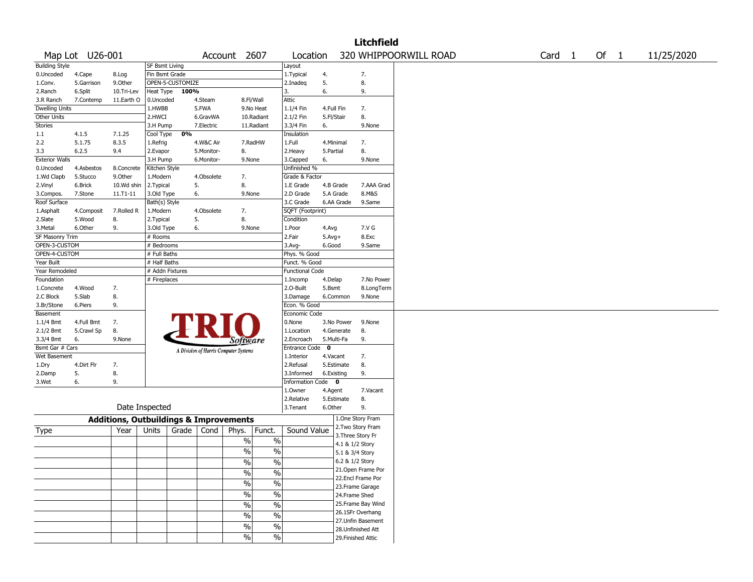# Litchfield

Map Lot U26-001 | Account 2607 | Location 320 WHIPPOORWILL ROAD | Card 1 Of 1 | 11/25/2020

| Building Style | | | SF Bsmt Living | | | Layout | | |
|---|---|---|---|---|---|---|---|---|
| 0.Uncoded | 4.Cape | 8.Log | Fin Bsmt Grade | | | 1.Typical | 4. | 7. |
| 1.Conv. | 5.Garrison | 9.Other | OPEN-5-CUSTOMIZE | | | 2.Inadeq | 5. | 8. |
| 2.Ranch | 6.Split | 10.Tri-Lev | Heat Type 100% | | | 3. | 6. | 9. |
| 3.R Ranch | 7.Contemp | 11.Earth O | 0.Uncoded | 4.Steam | 8.Fl/Wall | Attic | | |
| Dwelling Units | | | 1.HWBB | 5.FWA | 9.No Heat | 1.1/4 Fin | 4.Full Fin | 7. |
| Other Units | | | 2.HWCI | 6.GravWA | 10.Radiant | 2.1/2 Fin | 5.Fl/Stair | 8. |
| Stories | | | 3.H Pump | 7.Electric | 11.Radiant | 3.3/4 Fin | 6. | 9.None |
| 1.1 | 4.1.5 | 7.1.25 | Cool Type 0% | | | Insulation | | |
| 2.2 | 5.1.75 | 8.3.5 | 1.Refrig | 4.W&C Air | 7.RadHW | 1.Full | 4.Minimal | 7. |
| 3.3 | 6.2.5 | 9.4 | 2.Evapor | 5.Monitor- | 8. | 2.Heavy | 5.Partial | 8. |
| Exterior Walls | | | 3.H Pump | 6.Monitor- | 9.None | 3.Capped | 6. | 9.None |
| 0.Uncoded | 4.Asbestos | 8.Concrete | Kitchen Style | | | Unfinished % | | |
| 1.Wd Clapb | 5.Stucco | 9.Other | 1.Modern | 4.Obsolete | 7. | Grade & Factor | | |
| 2.Vinyl | 6.Brick | 10.Wd shin | 2.Typical | 5. | 8. | 1.E Grade | 4.B Grade | 7.AAA Grad |
| 3.Compos. | 7.Stone | 11.T1-11 | 3.Old Type | 6. | 9.None | 2.D Grade | 5.A Grade | 8.M&S |
| Roof Surface | | | Bath(s) Style | | | 3.C Grade | 6.AA Grade | 9.Same |
| 1.Asphalt | 4.Composit | 7.Rolled R | 1.Modern | 4.Obsolete | 7. | SQFT (Footprint) | | |
| 2.Slate | 5.Wood | 8. | 2.Typical | 5. | 8. | Condition | | |
| 3.Metal | 6.Other | 9. | 3.Old Type | 6. | 9.None | 1.Poor | 4.Avg | 7.V G |
| SF Masonry Trim | | | # Rooms | | | 2.Fair | 5.Avg+ | 8.Exc |
| OPEN-3-CUSTOM | | | # Bedrooms | | | 3.Avg- | 6.Good | 9.Same |
| OPEN-4-CUSTOM | | | # Full Baths | | | Phys. % Good | | |
| Year Built | | | # Half Baths | | | Funct. % Good | | |
| Year Remodeled | | | # Addn Fixtures | | | Functional Code | | |
| Foundation | | | # Fireplaces | | | 1.Incomp | 4.Delap | 7.No Power |
| 1.Concrete | 4.Wood | 7. | | | | 2.O-Built | 5.Bsmt | 8.LongTerm |
| 2.C Block | 5.Slab | 8. | | | | 3.Damage | 6.Common | 9.None |
| 3.Br/Stone | 6.Piers | 9. | | | | Econ. % Good | | |
| Basement | | | | | | Economic Code | | |
| 1.1/4 Bmt | 4.Full Bmt | 7. | | | | 0.None | 3.No Power | 9.None |
| 2.1/2 Bmt | 5.Crawl Sp | 8. | | | | 1.Location | 4.Generate | 8. |
| 3.3/4 Bmt | 6. | 9.None | | | | 2.Encroach | 5.Multi-Fa | 9. |
| Bsmt Gar # Cars | | | | | | Entrance Code 0 | | |
| Wet Basement | | | | | | 1.Interior | 4.Vacant | 7. |
| 1.Dry | 4.Dirt Flr | 7. | | | | 2.Refusal | 5.Estimate | 8. |
| 2.Damp | 5. | 8. | | | | 3.Informed | 6.Existing | 9. |
| 3.Wet | 6. | 9. | | | | Information Code 0 | | |
| | | | | | | 1.Owner | 4.Agent | 7.Vacant |
| | | | | | | 2.Relative | 5.Estimate | 8. |
| Date Inspected | | | | | | 3.Tenant | 6.Other | 9. |

TRIO Software — A Division of Harris Computer Systems

## Additions, Outbuildings & Improvements

| Type | Year | Units | Grade | Cond | Phys. | Funct. | Sound Value |
|---|---|---|---|---|---|---|---|
| | | | | | % | % | |
| | | | | | % | % | |
| | | | | | % | % | |
| | | | | | % | % | |
| | | | | | % | % | |
| | | | | | % | % | |
| | | | | | % | % | |
| | | | | | % | % | |
| | | | | | % | % | |
| | | | | | % | % | |

1.One Story Fram
2.Two Story Fram
3.Three Story Fr
4.1 & 1/2 Story
5.1 & 3/4 Story
6.2 & 1/2 Story
21.Open Frame Por
22.Encl Frame Por
23.Frame Garage
24.Frame Shed
25.Frame Bay Wind
26.1SFr Overhang
27.Unfin Basement
28.Unfinished Att
29.Finished Attic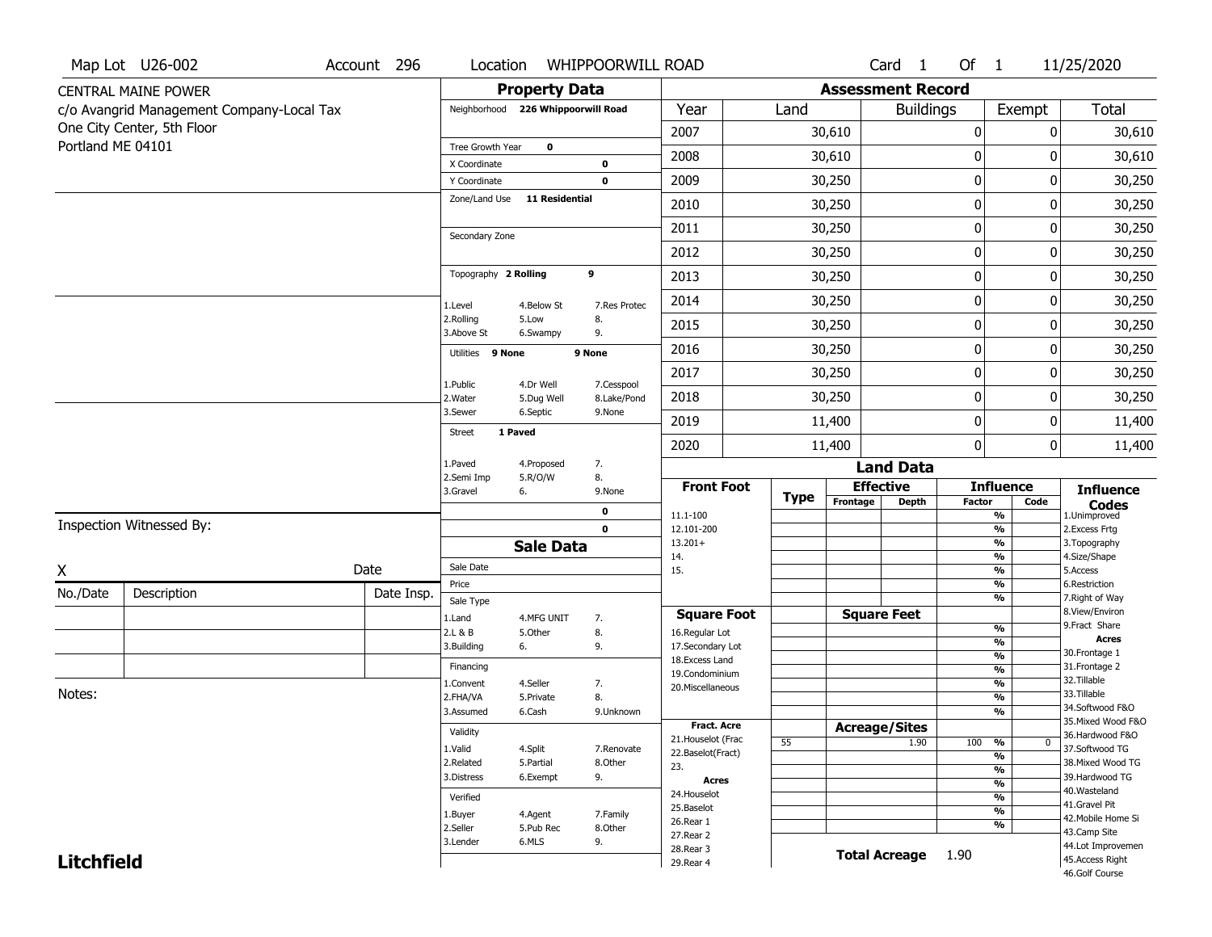Map Lot U26-002 | Account 296 | Location WHIPPOORWILL ROAD | Card 1 Of 1 | 11/25/2020

CENTRAL MAINE POWER
c/o Avangrid Management Company-Local Tax
One City Center, 5th Floor
Portland ME 04101

## Property Data

Neighborhood 226 Whippoorwill Road

Tree Growth Year 0
X Coordinate 0
Y Coordinate 0
Zone/Land Use 11 Residential

Secondary Zone

Topography 2 Rolling 9

1.Level 4.Below St 7.Res Protec
2.Rolling 5.Low 8.
3.Above St 6.Swampy 9.

Utilities 9 None 9 None

1.Public 4.Dr Well 7.Cesspool
2.Water 5.Dug Well 8.Lake/Pond
3.Sewer 6.Septic 9.None

Street 1 Paved

1.Paved 4.Proposed 7.
2.Semi Imp 5.R/O/W 8.
3.Gravel 6. 9.None

0
0

## Sale Data

Sale Date
Price
Sale Type
1.Land 4.MFG UNIT 7.
2.L & B 5.Other 8.
3.Building 6. 9.

Financing
1.Convent 4.Seller 7.
2.FHA/VA 5.Private 8.
3.Assumed 6.Cash 9.Unknown

Validity
1.Valid 4.Split 7.Renovate
2.Related 5.Partial 8.Other
3.Distress 6.Exempt 9.

Verified
1.Buyer 4.Agent 7.Family
2.Seller 5.Pub Rec 8.Other
3.Lender 6.MLS 9.

## Assessment Record

| Year | Land | Buildings | Exempt | Total |
|---|---|---|---|---|
| 2007 | 30,610 | 0 | 0 | 30,610 |
| 2008 | 30,610 | 0 | 0 | 30,610 |
| 2009 | 30,250 | 0 | 0 | 30,250 |
| 2010 | 30,250 | 0 | 0 | 30,250 |
| 2011 | 30,250 | 0 | 0 | 30,250 |
| 2012 | 30,250 | 0 | 0 | 30,250 |
| 2013 | 30,250 | 0 | 0 | 30,250 |
| 2014 | 30,250 | 0 | 0 | 30,250 |
| 2015 | 30,250 | 0 | 0 | 30,250 |
| 2016 | 30,250 | 0 | 0 | 30,250 |
| 2017 | 30,250 | 0 | 0 | 30,250 |
| 2018 | 30,250 | 0 | 0 | 30,250 |
| 2019 | 11,400 | 0 | 0 | 11,400 |
| 2020 | 11,400 | 0 | 0 | 11,400 |

## Land Data

| Front Foot | Type | Effective Frontage | Effective Depth | Influence Factor | Influence Code |
|---|---|---|---|---|---|
| 11.1-100 | | | | % | |
| 12.101-200 | | | | % | |
| 13.201+ | | | | % | |
| 14. | | | | % | |
| 15. | | | | % | |
| | | | | % | |
| | | | | % | |
| **Square Foot** | | **Square Feet** | | | |
| 16.Regular Lot | | | | % | |
| 17.Secondary Lot | | | | % | |
| 18.Excess Land | | | | % | |
| 19.Condominium | | | | % | |
| 20.Miscellaneous | | | | % | |
| | | | | % | |
| | | | | % | |
| **Fract. Acre** | | **Acreage/Sites** | | | |
| 21.Houselot (Frac | 55 | | 1.90 | 100 % | 0 |
| 22.Baselot(Fract) | | | | % | |
| 23. | | | | % | |
| **Acres** | | | | % | |
| 24.Houselot | | | | % | |
| 25.Baselot | | | | % | |
| 26.Rear 1 | | | | % | |
| 27.Rear 2 | | | | | |
| 28.Rear 3 | | | | | |
| 29.Rear 4 | | | | | |

**Total Acreage** 1.90

**Influence Codes**
1.Unimproved
2.Excess Frtg
3.Topography
4.Size/Shape
5.Access
6.Restriction
7.Right of Way
8.View/Environ
9.Fract Share
**Acres**
30.Frontage 1
31.Frontage 2
32.Tillable
33.Tillable
34.Softwood F&O
35.Mixed Wood F&O
36.Hardwood F&O
37.Softwood TG
38.Mixed Wood TG
39.Hardwood TG
40.Wasteland
41.Gravel Pit
42.Mobile Home Si
43.Camp Site
44.Lot Improvemen
45.Access Right
46.Golf Course

Inspection Witnessed By:

X Date

| No./Date | Description | Date Insp. |
|---|---|---|
| | | |
| | | |
| | | |

Notes:

**Litchfield**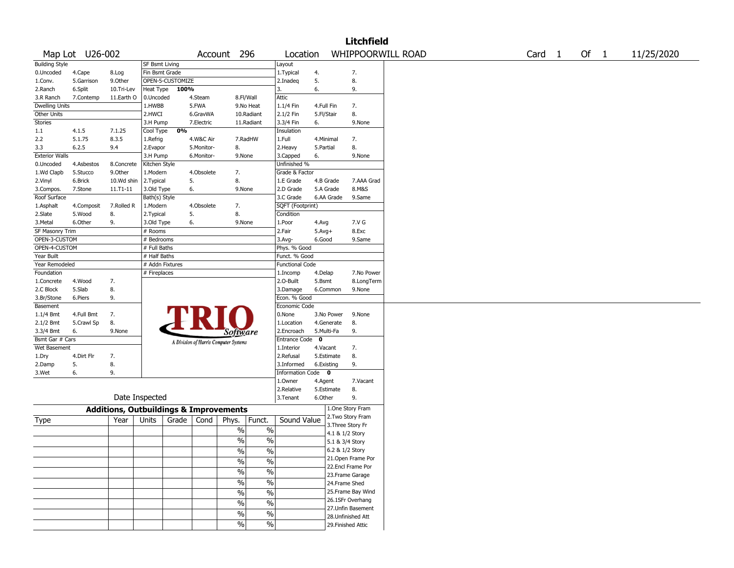# Litchfield

Map Lot U26-002 | Account 296 | Location WHIPPOORWILL ROAD | Card 1 Of 1 | 11/25/2020

| Building Style | | | SF Bsmt Living | | | Layout | | |
|---|---|---|---|---|---|---|---|---|
| 0.Uncoded | 4.Cape | 8.Log | Fin Bsmt Grade | | | 1.Typical | 4. | 7. |
| 1.Conv. | 5.Garrison | 9.Other | OPEN-5-CUSTOMIZE | | | 2.Inadeq | 5. | 8. |
| 2.Ranch | 6.Split | 10.Tri-Lev | Heat Type 100% | | | 3. | 6. | 9. |
| 3.R Ranch | 7.Contemp | 11.Earth O | 0.Uncoded | 4.Steam | 8.Fl/Wall | Attic | | |
| Dwelling Units | | | 1.HWBB | 5.FWA | 9.No Heat | 1.1/4 Fin | 4.Full Fin | 7. |
| Other Units | | | 2.HWCI | 6.GravWA | 10.Radiant | 2.1/2 Fin | 5.Fl/Stair | 8. |
| Stories | | | 3.H Pump | 7.Electric | 11.Radiant | 3.3/4 Fin | 6. | 9.None |
| 1.1 | 4.1.5 | 7.1.25 | Cool Type 0% | | | Insulation | | |
| 2.2 | 5.1.75 | 8.3.5 | 1.Refrig | 4.W&C Air | 7.RadHW | 1.Full | 4.Minimal | 7. |
| 3.3 | 6.2.5 | 9.4 | 2.Evapor | 5.Monitor- | 8. | 2.Heavy | 5.Partial | 8. |
| Exterior Walls | | | 3.H Pump | 6.Monitor- | 9.None | 3.Capped | 6. | 9.None |
| 0.Uncoded | 4.Asbestos | 8.Concrete | Kitchen Style | | | Unfinished % | | |
| 1.Wd Clapb | 5.Stucco | 9.Other | 1.Modern | 4.Obsolete | 7. | Grade & Factor | | |
| 2.Vinyl | 6.Brick | 10.Wd shin | 2.Typical | 5. | 8. | 1.E Grade | 4.B Grade | 7.AAA Grad |
| 3.Compos. | 7.Stone | 11.T1-11 | 3.Old Type | 6. | 9.None | 2.D Grade | 5.A Grade | 8.M&S |
| Roof Surface | | | Bath(s) Style | | | 3.C Grade | 6.AA Grade | 9.Same |
| 1.Asphalt | 4.Composit | 7.Rolled R | 1.Modern | 4.Obsolete | 7. | SQFT (Footprint) | | |
| 2.Slate | 5.Wood | 8. | 2.Typical | 5. | 8. | Condition | | |
| 3.Metal | 6.Other | 9. | 3.Old Type | 6. | 9.None | 1.Poor | 4.Avg | 7.V G |
| SF Masonry Trim | | | # Rooms | | | 2.Fair | 5.Avg+ | 8.Exc |
| OPEN-3-CUSTOM | | | # Bedrooms | | | 3.Avg- | 6.Good | 9.Same |
| OPEN-4-CUSTOM | | | # Full Baths | | | Phys. % Good | | |
| Year Built | | | # Half Baths | | | Funct. % Good | | |
| Year Remodeled | | | # Addn Fixtures | | | Functional Code | | |
| Foundation | | | # Fireplaces | | | 1.Incomp | 4.Delap | 7.No Power |
| 1.Concrete | 4.Wood | 7. | | | | 2.O-Built | 5.Bsmt | 8.LongTerm |
| 2.C Block | 5.Slab | 8. | | | | 3.Damage | 6.Common | 9.None |
| 3.Br/Stone | 6.Piers | 9. | | | | Econ. % Good | | |
| Basement | | | | | | Economic Code | | |
| 1.1/4 Bmt | 4.Full Bmt | 7. | | | | 0.None | 3.No Power | 9.None |
| 2.1/2 Bmt | 5.Crawl Sp | 8. | | | | 1.Location | 4.Generate | 8. |
| 3.3/4 Bmt | 6. | 9.None | | | | 2.Encroach | 5.Multi-Fa | 9. |
| Bsmt Gar # Cars | | | | | | Entrance Code 0 | | |
| Wet Basement | | | | | | 1.Interior | 4.Vacant | 7. |
| 1.Dry | 4.Dirt Flr | 7. | | | | 2.Refusal | 5.Estimate | 8. |
| 2.Damp | 5. | 8. | | | | 3.Informed | 6.Existing | 9. |
| 3.Wet | 6. | 9. | | | | Information Code 0 | | |
| | | | | | | 1.Owner | 4.Agent | 7.Vacant |
| | | | | | | 2.Relative | 5.Estimate | 8. |
| Date Inspected | | | | | | 3.Tenant | 6.Other | 9. |

TRIO Software — A Division of Harris Computer Systems

## Additions, Outbuildings & Improvements

| Type | Year | Units | Grade | Cond | Phys. | Funct. | Sound Value | |
|---|---|---|---|---|---|---|---|---|
| | | | | | % | % | | 1.One Story Fram |
| | | | | | % | % | | 2.Two Story Fram |
| | | | | | % | % | | 3.Three Story Fr |
| | | | | | % | % | | 4.1 & 1/2 Story |
| | | | | | % | % | | 5.1 & 3/4 Story |
| | | | | | % | % | | 6.2 & 1/2 Story |
| | | | | | % | % | | 21.Open Frame Por |
| | | | | | % | % | | 22.Encl Frame Por |
| | | | | | % | % | | 23.Frame Garage |
| | | | | | % | % | | 24.Frame Shed |
| | | | | | | | | 25.Frame Bay Wind |
| | | | | | | | | 26.1SFr Overhang |
| | | | | | | | | 27.Unfin Basement |
| | | | | | | | | 28.Unfinished Att |
| | | | | | | | | 29.Finished Attic |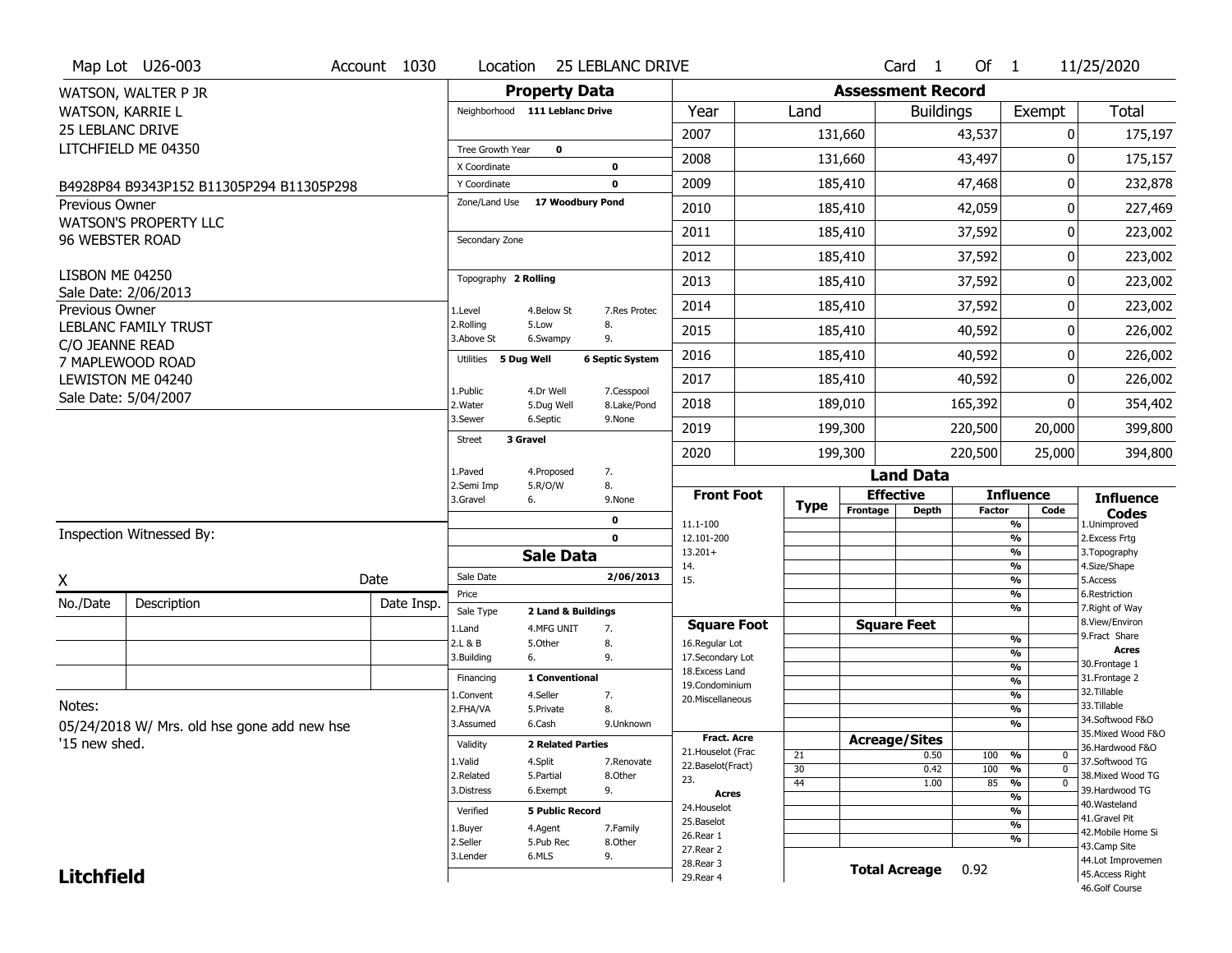Map Lot U26-003 | Account 1030 | Location 25 LEBLANC DRIVE | Card 1 Of 1 | 11/25/2020

WATSON, WALTER P JR
WATSON, KARRIE L
25 LEBLANC DRIVE
LITCHFIELD ME 04350

B4928P84 B9343P152 B11305P294 B11305P298

Previous Owner
WATSON'S PROPERTY LLC
96 WEBSTER ROAD

LISBON ME 04250
Sale Date: 2/06/2013

Previous Owner
LEBLANC FAMILY TRUST
C/O JEANNE READ
7 MAPLEWOOD ROAD
LEWISTON ME 04240
Sale Date: 5/04/2007

Inspection Witnessed By:

X Date

| No./Date | Description | Date Insp. |
|---|---|---|
| | | |
| | | |
| | | |

Notes:
05/24/2018 W/ Mrs. old hse gone add new hse
'15 new shed.

**Litchfield**

## Property Data

Neighborhood 111 Leblanc Drive

Tree Growth Year 0
X Coordinate 0
Y Coordinate 0
Zone/Land Use 17 Woodbury Pond

Secondary Zone

Topography 2 Rolling

1.Level 4.Below St 7.Res Protec
2.Rolling 5.Low 8.
3.Above St 6.Swampy 9.

Utilities 5 Dug Well 6 Septic System

1.Public 4.Dr Well 7.Cesspool
2.Water 5.Dug Well 8.Lake/Pond
3.Sewer 6.Septic 9.None

Street 3 Gravel

1.Paved 4.Proposed 7.
2.Semi Imp 5.R/O/W 8.
3.Gravel 6. 9.None

0
0

## Sale Data

Sale Date 2/06/2013
Price
Sale Type 2 Land & Buildings

1.Land 4.MFG UNIT 7.
2.L & B 5.Other 8.
3.Building 6. 9.

Financing 1 Conventional

1.Convent 4.Seller 7.
2.FHA/VA 5.Private 8.
3.Assumed 6.Cash 9.Unknown

Validity 2 Related Parties

1.Valid 4.Split 7.Renovate
2.Related 5.Partial 8.Other
3.Distress 6.Exempt 9.

Verified 5 Public Record

1.Buyer 4.Agent 7.Family
2.Seller 5.Pub Rec 8.Other
3.Lender 6.MLS 9.

## Assessment Record

| Year | Land | Buildings | Exempt | Total |
|---|---|---|---|---|
| 2007 | 131,660 | 43,537 | 0 | 175,197 |
| 2008 | 131,660 | 43,497 | 0 | 175,157 |
| 2009 | 185,410 | 47,468 | 0 | 232,878 |
| 2010 | 185,410 | 42,059 | 0 | 227,469 |
| 2011 | 185,410 | 37,592 | 0 | 223,002 |
| 2012 | 185,410 | 37,592 | 0 | 223,002 |
| 2013 | 185,410 | 37,592 | 0 | 223,002 |
| 2014 | 185,410 | 37,592 | 0 | 223,002 |
| 2015 | 185,410 | 40,592 | 0 | 226,002 |
| 2016 | 185,410 | 40,592 | 0 | 226,002 |
| 2017 | 185,410 | 40,592 | 0 | 226,002 |
| 2018 | 189,010 | 165,392 | 0 | 354,402 |
| 2019 | 199,300 | 220,500 | 20,000 | 399,800 |
| 2020 | 199,300 | 220,500 | 25,000 | 394,800 |

## Land Data

| Front Foot | Type | Effective Frontage | Effective Depth | Influence Factor | Influence Code |
|---|---|---|---|---|---|
| 11.1-100 | | | | % | |
| 12.101-200 | | | | % | |
| 13.201+ | | | | % | |
| 14. | | | | % | |
| 15. | | | | % | |
| | | | | % | |
| | | | | % | |
| **Square Foot** | | **Square Feet** | | | |
| 16.Regular Lot | | | | % | |
| 17.Secondary Lot | | | | % | |
| 18.Excess Land | | | | % | |
| 19.Condominium | | | | % | |
| 20.Miscellaneous | | | | % | |
| | | | | % | |
| | | | | % | |
| **Fract. Acre** | | **Acreage/Sites** | | | |
| 21.Houselot (Frac | 21 | | 0.50 | 100 % | 0 |
| 22.Baselot(Fract) | 30 | | 0.42 | 100 % | 0 |
| 23. | 44 | | 1.00 | 85 % | 0 |
| **Acres** | | | | % | |
| 24.Houselot | | | | % | |
| 25.Baselot | | | | % | |
| 26.Rear 1 | | | | % | |
| 27.Rear 2 | | | | | |
| 28.Rear 3 | | | | | |
| 29.Rear 4 | | | | | |

**Total Acreage** 0.92

**Influence Codes**
1.Unimproved
2.Excess Frtg
3.Topography
4.Size/Shape
5.Access
6.Restriction
7.Right of Way
8.View/Environ
9.Fract Share

**Acres**
30.Frontage 1
31.Frontage 2
32.Tillable
33.Tillable
34.Softwood F&O
35.Mixed Wood F&O
36.Hardwood F&O
37.Softwood TG
38.Mixed Wood TG
39.Hardwood TG
40.Wasteland
41.Gravel Pit
42.Mobile Home Si
43.Camp Site
44.Lot Improvemen
45.Access Right
46.Golf Course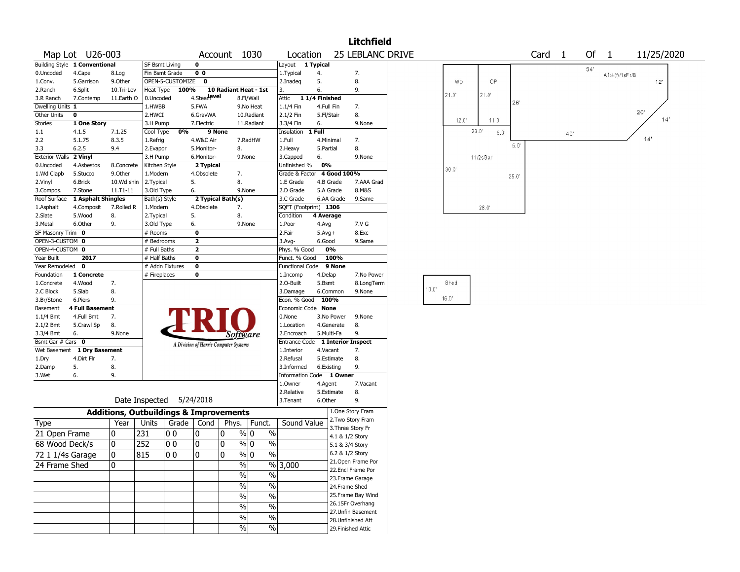# Litchfield

**Map Lot** U26-003 **Account** 1030 **Location** 25 LEBLANC DRIVE **Card** 1 **Of** 1 11/25/2020

| Field | Value | Options | | |
|---|---|---|---|---|
| Building Style | 1 Conventional | | | |
| | | 0.Uncoded | 4.Cape | 8.Log |
| | | 1.Conv. | 5.Garrison | 9.Other |
| | | 2.Ranch | 6.Split | 10.Tri-Lev |
| | | 3.R Ranch | 7.Contemp | 11.Earth O |
| Dwelling Units | 1 | | | |
| Other Units | 0 | | | |
| Stories | 1 One Story | | | |
| | | 1.1 | 4.1.5 | 7.1.25 |
| | | 2.2 | 5.1.75 | 8.3.5 |
| | | 3.3 | 6.2.5 | 9.4 |
| Exterior Walls | 2 Vinyl | | | |
| | | 0.Uncoded | 4.Asbestos | 8.Concrete |
| | | 1.Wd Clapb | 5.Stucco | 9.Other |
| | | 2.Vinyl | 6.Brick | 10.Wd shin |
| | | 3.Compos. | 7.Stone | 11.T1-11 |
| Roof Surface | 1 Asphalt Shingles | | | |
| | | 1.Asphalt | 4.Composit | 7.Rolled R |
| | | 2.Slate | 5.Wood | 8. |
| | | 3.Metal | 6.Other | 9. |
| SF Masonry Trim | 0 | | | |
| OPEN-3-CUSTOM | 0 | | | |
| OPEN-4-CUSTOM | 0 | | | |
| Year Built | 2017 | | | |
| Year Remodeled | 0 | | | |
| Foundation | 1 Concrete | | | |
| | | 1.Concrete | 4.Wood | 7. |
| | | 2.C Block | 5.Slab | 8. |
| | | 3.Br/Stone | 6.Piers | 9. |
| Basement | 4 Full Basement | | | |
| | | 1.1/4 Bmt | 4.Full Bmt | 7. |
| | | 2.1/2 Bmt | 5.Crawl Sp | 8. |
| | | 3.3/4 Bmt | 6. | 9.None |
| Bsmt Gar # Cars | 0 | | | |
| Wet Basement | 1 Dry Basement | | | |
| | | 1.Dry | 4.Dirt Flr | 7. |
| | | 2.Damp | 5. | 8. |
| | | 3.Wet | 6. | 9. |

| Field | Value | Options | | |
|---|---|---|---|---|
| SF Bsmt Living | 0 | | | |
| Fin Bsmt Grade | 0 0 | | | |
| OPEN-5-CUSTOMIZE | 0 | | | |
| Heat Type | 100% | 10 Radiant Heat - 1st level | | |
| | | 0.Uncoded | 4.Steam | 8.Fl/Wall |
| | | 1.HWBB | 5.FWA | 9.No Heat |
| | | 2.HWCI | 6.GravWA | 10.Radiant |
| | | 3.H Pump | 7.Electric | 11.Radiant |
| Cool Type | 0% | 9 None | | |
| | | 1.Refrig | 4.W&C Air | 7.RadHW |
| | | 2.Evapor | 5.Monitor- | 8. |
| | | 3.H Pump | 6.Monitor- | 9.None |
| Kitchen Style | 2 Typical | | | |
| | | 1.Modern | 4.Obsolete | 7. |
| | | 2.Typical | 5. | 8. |
| | | 3.Old Type | 6. | 9.None |
| Bath(s) Style | 2 Typical Bath(s) | | | |
| | | 1.Modern | 4.Obsolete | 7. |
| | | 2.Typical | 5. | 8. |
| | | 3.Old Type | 6. | 9.None |
| # Rooms | 0 | | | |
| # Bedrooms | 2 | | | |
| # Full Baths | 2 | | | |
| # Half Baths | 0 | | | |
| # Addn Fixtures | 0 | | | |
| # Fireplaces | 0 | | | |

| Field | Value | Options | | |
|---|---|---|---|---|
| Layout | 1 Typical | | | |
| | | 1.Typical | 4. | 7. |
| | | 2.Inadeq | 5. | 8. |
| | | 3. | 6. | 9. |
| Attic | 1 1/4 Finished | | | |
| | | 1.1/4 Fin | 4.Full Fin | 7. |
| | | 2.1/2 Fin | 5.Fl/Stair | 8. |
| | | 3.3/4 Fin | 6. | 9.None |
| Insulation | 1 Full | | | |
| | | 1.Full | 4.Minimal | 7. |
| | | 2.Heavy | 5.Partial | 8. |
| | | 3.Capped | 6. | 9.None |
| Unfinished % | 0% | | | |
| Grade & Factor | 4 Good 100% | | | |
| | | 1.E Grade | 4.B Grade | 7.AAA Grad |
| | | 2.D Grade | 5.A Grade | 8.M&S |
| | | 3.C Grade | 6.AA Grade | 9.Same |
| SQFT (Footprint) | 1306 | | | |
| Condition | 4 Average | | | |
| | | 1.Poor | 4.Avg | 7.V G |
| | | 2.Fair | 5.Avg+ | 8.Exc |
| | | 3.Avg- | 6.Good | 9.Same |
| Phys. % Good | 0% | | | |
| Funct. % Good | 100% | | | |
| Functional Code | 9 None | | | |
| | | 1.Incomp | 4.Delap | 7.No Power |
| | | 2.O-Built | 5.Bsmt | 8.LongTerm |
| | | 3.Damage | 6.Common | 9.None |
| Econ. % Good | 100% | | | |
| Economic Code | None | | | |
| | | 0.None | 3.No Power | 9.None |
| | | 1.Location | 4.Generate | 8. |
| | | 2.Encroach | 5.Multi-Fa | 9. |
| Entrance Code | 1 Interior Inspect | | | |
| | | 1.Interior | 4.Vacant | 7. |
| | | 2.Refusal | 5.Estimate | 8. |
| | | 3.Informed | 6.Existing | 9. |
| Information Code | 1 Owner | | | |
| | | 1.Owner | 4.Agent | 7.Vacant |
| | | 2.Relative | 5.Estimate | 8. |
| | | 3.Tenant | 6.Other | 9. |

Date Inspected 5/24/2018

## Additions, Outbuildings & Improvements

| Type | Year | Units | Grade | Cond | Phys. | Funct. | Sound Value |
|---|---|---|---|---|---|---|---|
| 21 Open Frame | 0 | 231 | 0 0 | 0 | 0 % | 0 % | |
| 68 Wood Deck/s | 0 | 252 | 0 0 | 0 | 0 % | 0 % | |
| 72 1 1/4s Garage | 0 | 815 | 0 0 | 0 | 0 % | 0 % | |
| 24 Frame Shed | 0 | | | | % | % | 3,000 |
| | | | | | % | % | |
| | | | | | % | % | |
| | | | | | % | % | |
| | | | | | % | % | |
| | | | | | % | % | |
| | | | | | % | % | |

1.One Story Fram
2.Two Story Fram
3.Three Story Fr
4.1 & 1/2 Story
5.1 & 3/4 Story
6.2 & 1/2 Story
21.Open Frame Por
22.Encl Frame Por
23.Frame Garage
24.Frame Shed
25.Frame Bay Wind
26.1SFr Overhang
27.Unfin Basement
28.Unfinished Att
29.Finished Attic

Sketch labels: WD, OP, A1/4(f)/1sFr/B, 11/2sGar, Shed; 54', 12', 26', 20', 14', 40', 14', 21.0', 21.0', 12.0', 11.0', 23.0', 5.0', 5.0', 30.0', 25.0', 28.0', 10.0', 16.0'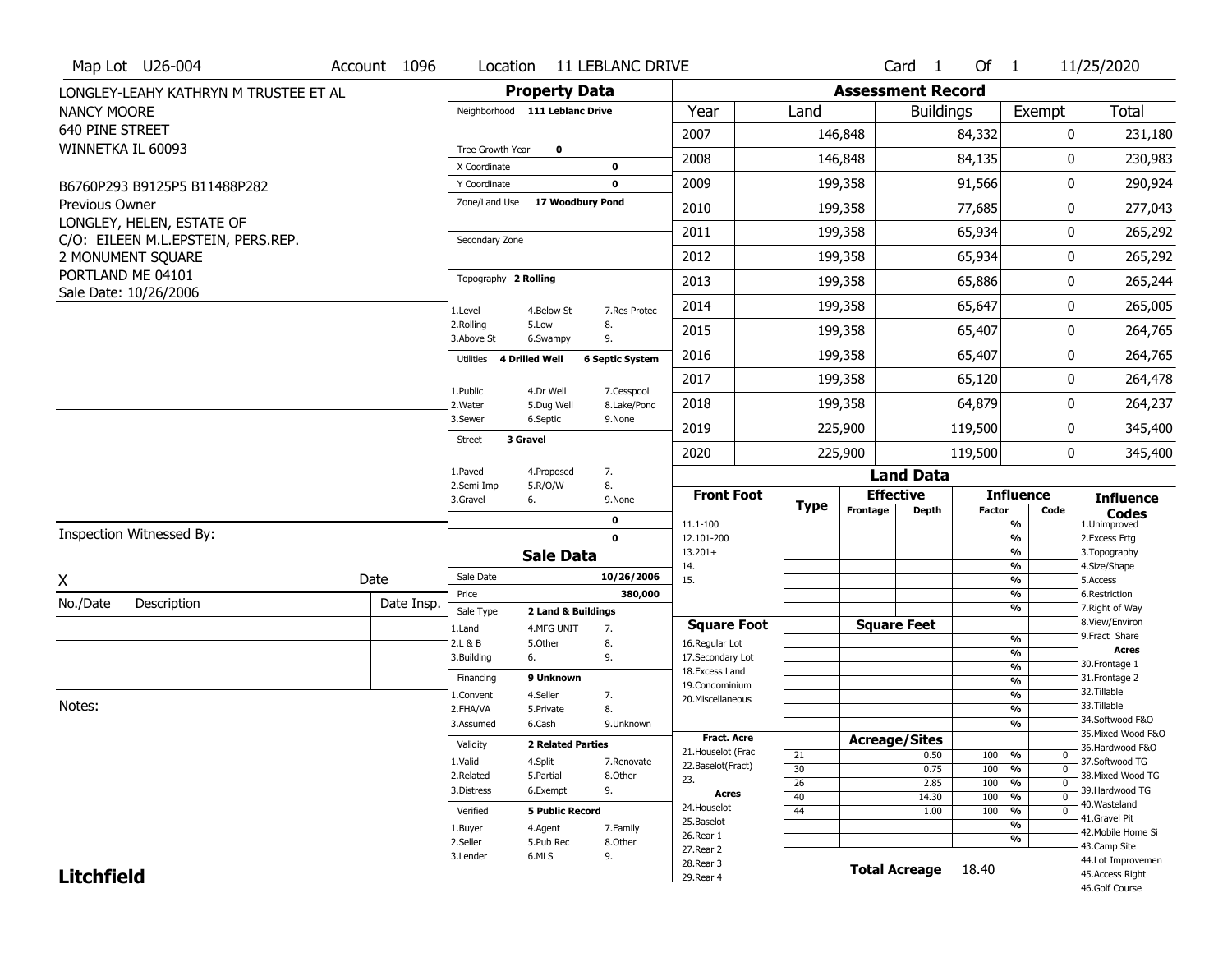Map Lot U26-004 | Account 1096 | Location 11 LEBLANC DRIVE | Card 1 Of 1 | 11/25/2020

LONGLEY-LEAHY KATHRYN M TRUSTEE ET AL
NANCY MOORE
640 PINE STREET
WINNETKA IL 60093

B6760P293 B9125P5 B11488P282

Previous Owner
LONGLEY, HELEN, ESTATE OF
C/O: EILEEN M.L.EPSTEIN, PERS.REP.
2 MONUMENT SQUARE
PORTLAND ME 04101
Sale Date: 10/26/2006

## Property Data

Neighborhood: 111 Leblanc Drive

Tree Growth Year: 0
X Coordinate: 0
Y Coordinate: 0
Zone/Land Use: 17 Woodbury Pond
Secondary Zone:

Topography: 2 Rolling

| | | |
|---|---|---|
| 1.Level | 4.Below St | 7.Res Protec |
| 2.Rolling | 5.Low | 8. |
| 3.Above St | 6.Swampy | 9. |

Utilities: 4 Drilled Well, 6 Septic System

| | | |
|---|---|---|
| 1.Public | 4.Dr Well | 7.Cesspool |
| 2.Water | 5.Dug Well | 8.Lake/Pond |
| 3.Sewer | 6.Septic | 9.None |

Street: 3 Gravel

| | | |
|---|---|---|
| 1.Paved | 4.Proposed | 7. |
| 2.Semi Imp | 5.R/O/W | 8. |
| 3.Gravel | 6. | 9.None |

0
0

## Sale Data

Sale Date: 10/26/2006
Price: 380,000
Sale Type: 2 Land & Buildings

| | | |
|---|---|---|
| 1.Land | 4.MFG UNIT | 7. |
| 2.L & B | 5.Other | 8. |
| 3.Building | 6. | 9. |

Financing: 9 Unknown

| | | |
|---|---|---|
| 1.Convent | 4.Seller | 7. |
| 2.FHA/VA | 5.Private | 8. |
| 3.Assumed | 6.Cash | 9.Unknown |

Validity: 2 Related Parties

| | | |
|---|---|---|
| 1.Valid | 4.Split | 7.Renovate |
| 2.Related | 5.Partial | 8.Other |
| 3.Distress | 6.Exempt | 9. |

Verified: 5 Public Record

| | | |
|---|---|---|
| 1.Buyer | 4.Agent | 7.Family |
| 2.Seller | 5.Pub Rec | 8.Other |
| 3.Lender | 6.MLS | 9. |

Inspection Witnessed By:

X ______________________ Date

| No./Date | Description | Date Insp. |
|---|---|---|
| | | |
| | | |
| | | |

Notes:

## Assessment Record

| Year | Land | Buildings | Exempt | Total |
|---|---|---|---|---|
| 2007 | 146,848 | 84,332 | 0 | 231,180 |
| 2008 | 146,848 | 84,135 | 0 | 230,983 |
| 2009 | 199,358 | 91,566 | 0 | 290,924 |
| 2010 | 199,358 | 77,685 | 0 | 277,043 |
| 2011 | 199,358 | 65,934 | 0 | 265,292 |
| 2012 | 199,358 | 65,934 | 0 | 265,292 |
| 2013 | 199,358 | 65,886 | 0 | 265,244 |
| 2014 | 199,358 | 65,647 | 0 | 265,005 |
| 2015 | 199,358 | 65,407 | 0 | 264,765 |
| 2016 | 199,358 | 65,407 | 0 | 264,765 |
| 2017 | 199,358 | 65,120 | 0 | 264,478 |
| 2018 | 199,358 | 64,879 | 0 | 264,237 |
| 2019 | 225,900 | 119,500 | 0 | 345,400 |
| 2020 | 225,900 | 119,500 | 0 | 345,400 |

## Land Data

| Front Foot | Type | Effective Frontage | Effective Depth | Influence Factor | Influence Code |
|---|---|---|---|---|---|
| 11.1-100 | | | | % | |
| 12.101-200 | | | | % | |
| 13.201+ | | | | % | |
| 14. | | | | % | |
| 15. | | | | % | |
| | | | | % | |
| | | | | % | |

| Square Foot | Square Feet | | |
|---|---|---|---|
| 16.Regular Lot | | % | |
| 17.Secondary Lot | | % | |
| 18.Excess Land | | % | |
| 19.Condominium | | % | |
| 20.Miscellaneous | | % | |
| | | % | |
| | | % | |

| Fract. Acre / Acres | Type | Acreage/Sites | Factor | Code |
|---|---|---|---|---|
| 21.Houselot (Frac | 21 | 0.50 | 100 % | 0 |
| 22.Baselot(Fract) | 30 | 0.75 | 100 % | 0 |
| 23. | 26 | 2.85 | 100 % | 0 |
| 24.Houselot | 40 | 14.30 | 100 % | 0 |
| 25.Baselot | 44 | 1.00 | 100 % | 0 |
| 26.Rear 1 | | | % | |
| 27.Rear 2 | | | % | |
| 28.Rear 3 | | | | |
| 29.Rear 4 | | | | |

**Total Acreage** 18.40

### Influence Codes

1.Unimproved
2.Excess Frtg
3.Topography
4.Size/Shape
5.Access
6.Restriction
7.Right of Way
8.View/Environ
9.Fract Share

**Acres**

30.Frontage 1
31.Frontage 2
32.Tillable
33.Tillable
34.Softwood F&O
35.Mixed Wood F&O
36.Hardwood F&O
37.Softwood TG
38.Mixed Wood TG
39.Hardwood TG
40.Wasteland
41.Gravel Pit
42.Mobile Home Si
43.Camp Site
44.Lot Improvemen
45.Access Right
46.Golf Course

**Litchfield**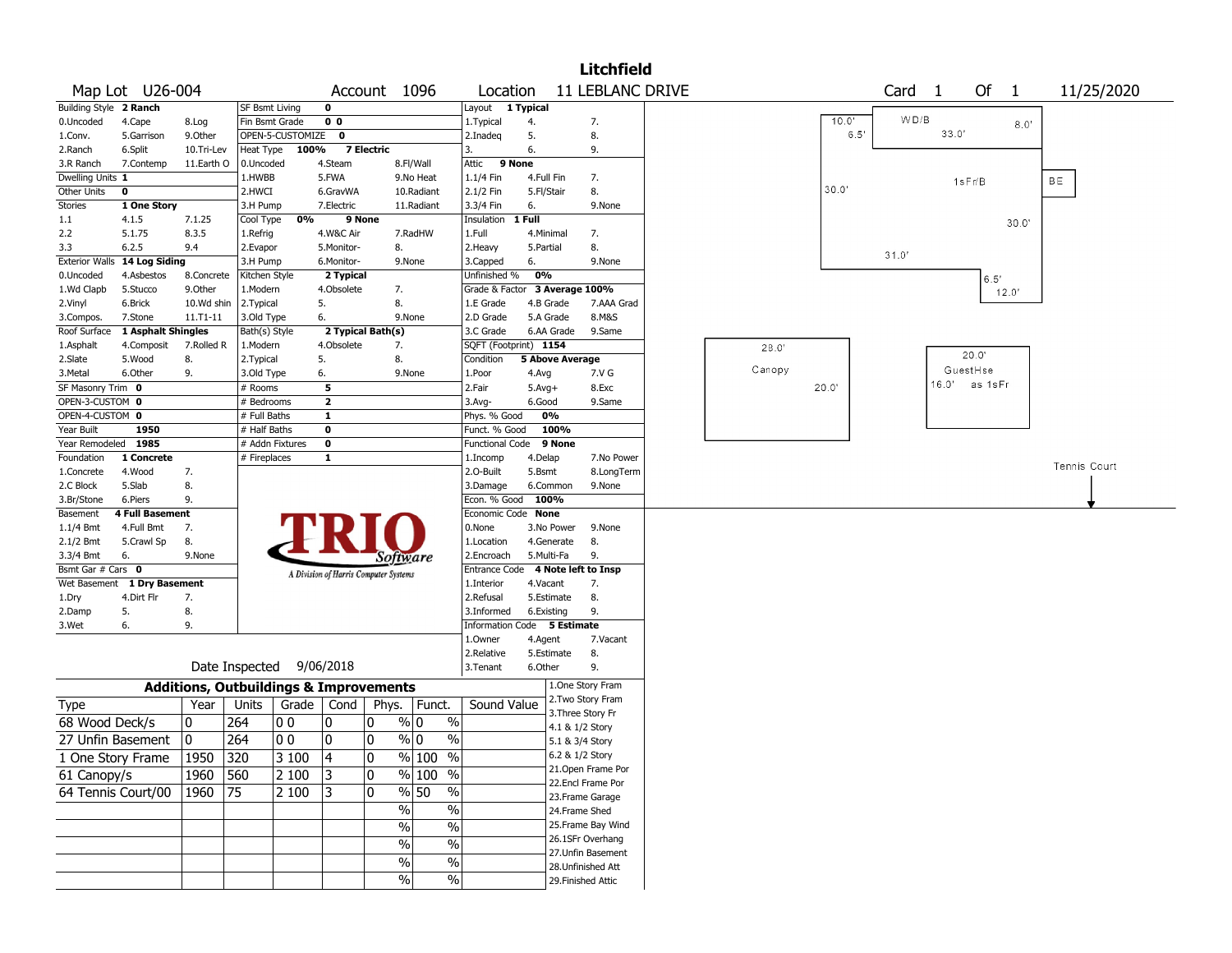# Litchfield

**Map Lot** U26-004 | **Account** 1096 | **Location** 11 LEBLANC DRIVE | **Card** 1 **Of** 1 | 11/25/2020

| Field | Value |
|---|---|
| Building Style | 2 Ranch |
| Dwelling Units | 1 |
| Other Units | 0 |
| Stories | 1 One Story |
| Exterior Walls | 14 Log Siding |
| Roof Surface | 1 Asphalt Shingles |
| SF Masonry Trim | 0 |
| OPEN-3-CUSTOM | 0 |
| OPEN-4-CUSTOM | 0 |
| Year Built | 1950 |
| Year Remodeled | 1985 |
| Foundation | 1 Concrete |
| Basement | 4 Full Basement |
| Bsmt Gar # Cars | 0 |
| Wet Basement | 1 Dry Basement |

Building Style codes: 0.Uncoded, 1.Conv., 2.Ranch, 3.R Ranch, 4.Cape, 5.Garrison, 6.Split, 7.Contemp, 8.Log, 9.Other, 10.Tri-Lev, 11.Earth O

Stories codes: 1.1, 2.2, 3.3, 4.1.5, 5.1.75, 6.2.5, 7.1.25, 8.3.5, 9.4

Exterior Walls codes: 0.Uncoded, 1.Wd Clapb, 2.Vinyl, 3.Compos., 4.Asbestos, 5.Stucco, 6.Brick, 7.Stone, 8.Concrete, 9.Other, 10.Wd shin, 11.T1-11

Roof Surface codes: 1.Asphalt, 2.Slate, 3.Metal, 4.Composit, 5.Wood, 6.Other, 7.Rolled R, 8., 9.

Foundation codes: 1.Concrete, 2.C Block, 3.Br/Stone, 4.Wood, 5.Slab, 6.Piers, 7., 8., 9.

Basement codes: 1.1/4 Bmt, 2.1/2 Bmt, 3.3/4 Bmt, 4.Full Bmt, 5.Crawl Sp, 6., 7., 8., 9.None

Wet Basement codes: 1.Dry, 2.Damp, 3.Wet, 4.Dirt Flr, 5., 6., 7., 8., 9.

| Field | Value |
|---|---|
| SF Bsmt Living | 0 |
| Fin Bsmt Grade | 0 0 |
| OPEN-5-CUSTOMIZE | 0 |
| Heat Type | 100% 7 Electric |
| Cool Type | 0% 9 None |
| Kitchen Style | 2 Typical |
| Bath(s) Style | 2 Typical Bath(s) |
| # Rooms | 5 |
| # Bedrooms | 2 |
| # Full Baths | 1 |
| # Half Baths | 0 |
| # Addn Fixtures | 0 |
| # Fireplaces | 1 |

Heat Type codes: 0.Uncoded, 1.HWBB, 2.HWCI, 3.H Pump, 4.Steam, 5.FWA, 6.GravWA, 7.Electric, 8.Fl/Wall, 9.No Heat, 10.Radiant, 11.Radiant

Cool Type codes: 1.Refrig, 2.Evapor, 3.H Pump, 4.W&C Air, 5.Monitor-, 6.Monitor-, 7.RadHW, 8., 9.None

Kitchen Style codes: 1.Modern, 2.Typical, 3.Old Type, 4.Obsolete, 5., 6., 7., 8., 9.None

Bath(s) Style codes: 1.Modern, 2.Typical, 3.Old Type, 4.Obsolete, 5., 6., 7., 8., 9.None

| Field | Value |
|---|---|
| Layout | 1 Typical |
| Attic | 9 None |
| Insulation | 1 Full |
| Unfinished % | 0% |
| Grade & Factor | 3 Average 100% |
| SQFT (Footprint) | 1154 |
| Condition | 5 Above Average |
| Phys. % Good | 0% |
| Funct. % Good | 100% |
| Functional Code | 9 None |
| Econ. % Good | 100% |
| Economic Code | None |
| Entrance Code | 4 Note left to Insp |
| Information Code | 5 Estimate |

Layout codes: 1.Typical, 2.Inadeq, 3., 4., 5., 6., 7., 8., 9.

Attic codes: 1.1/4 Fin, 2.1/2 Fin, 3.3/4 Fin, 4.Full Fin, 5.Fl/Stair, 6., 7., 8., 9.None

Insulation codes: 1.Full, 2.Heavy, 3.Capped, 4.Minimal, 5.Partial, 6., 7., 8., 9.None

Grade codes: 1.E Grade, 2.D Grade, 3.C Grade, 4.B Grade, 5.A Grade, 6.AA Grade, 7.AAA Grad, 8.M&S, 9.Same

Condition codes: 1.Poor, 2.Fair, 3.Avg-, 4.Avg, 5.Avg+, 6.Good, 7.V G, 8.Exc, 9.Same

Functional codes: 1.Incomp, 2.O-Built, 3.Damage, 4.Delap, 5.Bsmt, 6.Common, 7.No Power, 8.LongTerm, 9.None

Economic codes: 0.None, 1.Location, 2.Encroach, 3.No Power, 4.Generate, 5.Multi-Fa, 8., 9.None

Entrance codes: 1.Interior, 2.Refusal, 3.Informed, 4.Vacant, 5.Estimate, 6.Existing, 7., 8., 9.

Information codes: 1.Owner, 2.Relative, 3.Tenant, 4.Agent, 5.Estimate, 6.Other, 7.Vacant, 8., 9.

Date Inspected 9/06/2018

## Additions, Outbuildings & Improvements

| Type | Year | Units | Grade | Cond | Phys. | Funct. | Sound Value |
|---|---|---|---|---|---|---|---|
| 68 Wood Deck/s | 0 | 264 | 0 0 | 0 | 0 % | 0 % | |
| 27 Unfin Basement | 0 | 264 | 0 0 | 0 | 0 % | 0 % | |
| 1 One Story Frame | 1950 | 320 | 3 100 | 4 | 0 % | 100 % | |
| 61 Canopy/s | 1960 | 560 | 2 100 | 3 | 0 % | 100 % | |
| 64 Tennis Court/00 | 1960 | 75 | 2 100 | 3 | 0 % | 50 % | |

Type codes: 1.One Story Fram, 2.Two Story Fram, 3.Three Story Fr, 4.1 & 1/2 Story, 5.1 & 3/4 Story, 6.2 & 1/2 Story, 21.Open Frame Por, 22.Encl Frame Por, 23.Frame Garage, 24.Frame Shed, 25.Frame Bay Wind, 26.1SFr Overhang, 27.Unfin Basement, 28.Unfinished Att, 29.Finished Attic

Sketch labels: WD/B 10.0' 6.5' 33.0' 8.0'; 1sFr/B 30.0' 30.0' 31.0' 6.5' 12.0'; BE; Canopy 28.0' 20.0'; GuestHse as 1sFr 20.0' 16.0'; Tennis Court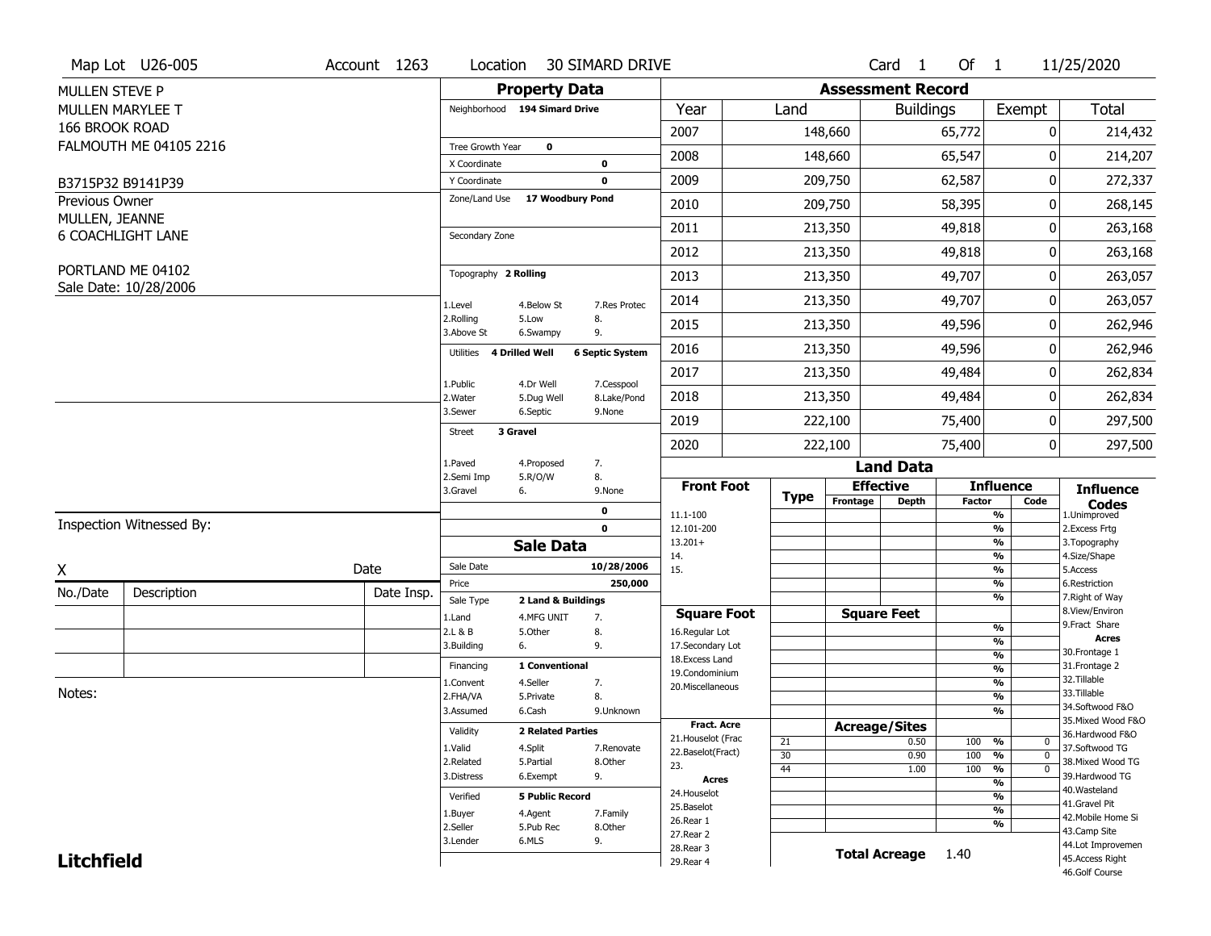Map Lot U26-005 | Account 1263 | Location 30 SIMARD DRIVE | Card 1 Of 1 | 11/25/2020

MULLEN STEVE P
MULLEN MARYLEE T
166 BROOK ROAD
FALMOUTH ME 04105 2216

B3715P32 B9141P39

Previous Owner
MULLEN, JEANNE
6 COACHLIGHT LANE

PORTLAND ME 04102
Sale Date: 10/28/2006

## Property Data

Neighborhood: 194 Simard Drive

Tree Growth Year: 0
X Coordinate: 0
Y Coordinate: 0
Zone/Land Use: 17 Woodbury Pond

Secondary Zone

Topography: 2 Rolling

1.Level 4.Below St 7.Res Protec
2.Rolling 5.Low 8.
3.Above St 6.Swampy 9.

Utilities: 4 Drilled Well, 6 Septic System

1.Public 4.Dr Well 7.Cesspool
2.Water 5.Dug Well 8.Lake/Pond
3.Sewer 6.Septic 9.None

Street: 3 Gravel

1.Paved 4.Proposed 7.
2.Semi Imp 5.R/O/W 8.
3.Gravel 6. 9.None

0
0

## Sale Data

Sale Date: 10/28/2006
Price: 250,000
Sale Type: 2 Land & Buildings

1.Land 4.MFG UNIT 7.
2.L & B 5.Other 8.
3.Building 6. 9.

Financing: 1 Conventional

1.Convent 4.Seller 7.
2.FHA/VA 5.Private 8.
3.Assumed 6.Cash 9.Unknown

Validity: 2 Related Parties

1.Valid 4.Split 7.Renovate
2.Related 5.Partial 8.Other
3.Distress 6.Exempt 9.

Verified: 5 Public Record

1.Buyer 4.Agent 7.Family
2.Seller 5.Pub Rec 8.Other
3.Lender 6.MLS 9.

Inspection Witnessed By:

X ____________________ Date

| No./Date | Description | Date Insp. |
|---|---|---|
| | | |
| | | |
| | | |

Notes:

## Assessment Record

| Year | Land | Buildings | Exempt | Total |
|---|---|---|---|---|
| 2007 | 148,660 | 65,772 | 0 | 214,432 |
| 2008 | 148,660 | 65,547 | 0 | 214,207 |
| 2009 | 209,750 | 62,587 | 0 | 272,337 |
| 2010 | 209,750 | 58,395 | 0 | 268,145 |
| 2011 | 213,350 | 49,818 | 0 | 263,168 |
| 2012 | 213,350 | 49,818 | 0 | 263,168 |
| 2013 | 213,350 | 49,707 | 0 | 263,057 |
| 2014 | 213,350 | 49,707 | 0 | 263,057 |
| 2015 | 213,350 | 49,596 | 0 | 262,946 |
| 2016 | 213,350 | 49,596 | 0 | 262,946 |
| 2017 | 213,350 | 49,484 | 0 | 262,834 |
| 2018 | 213,350 | 49,484 | 0 | 262,834 |
| 2019 | 222,100 | 75,400 | 0 | 297,500 |
| 2020 | 222,100 | 75,400 | 0 | 297,500 |

## Land Data

| Front Foot | Type | Effective Frontage | Effective Depth | Influence Factor | Influence Code |
|---|---|---|---|---|---|
| 11.1-100 | | | | % | |
| 12.101-200 | | | | % | |
| 13.201+ | | | | % | |
| 14. | | | | % | |
| 15. | | | | % | |
| | | | | % | |
| | | | | % | |

| Square Foot | | Square Feet | | |
|---|---|---|---|---|
| 16.Regular Lot | | | % | |
| 17.Secondary Lot | | | % | |
| 18.Excess Land | | | % | |
| 19.Condominium | | | % | |
| 20.Miscellaneous | | | % | |
| | | | % | |
| | | | % | |

| Fract. Acre / Acres | Type | Acreage/Sites | Influence Factor | Influence Code |
|---|---|---|---|---|
| 21.Houselot (Frac | 21 | 0.50 | 100 % | 0 |
| 22.Baselot(Fract) | 30 | 0.90 | 100 % | 0 |
| 23. | 44 | 1.00 | 100 % | 0 |
| 24.Houselot | | | % | |
| 25.Baselot | | | % | |
| 26.Rear 1 | | | % | |
| 27.Rear 2 | | | % | |
| 28.Rear 3 | | | | |
| 29.Rear 4 | | | | |

Total Acreage 1.40

**Influence Codes**
1.Unimproved
2.Excess Frtg
3.Topography
4.Size/Shape
5.Access
6.Restriction
7.Right of Way
8.View/Environ
9.Fract Share

**Acres**
30.Frontage 1
31.Frontage 2
32.Tillable
33.Tillable
34.Softwood F&O
35.Mixed Wood F&O
36.Hardwood F&O
37.Softwood TG
38.Mixed Wood TG
39.Hardwood TG
40.Wasteland
41.Gravel Pit
42.Mobile Home Si
43.Camp Site
44.Lot Improvemen
45.Access Right
46.Golf Course

**Litchfield**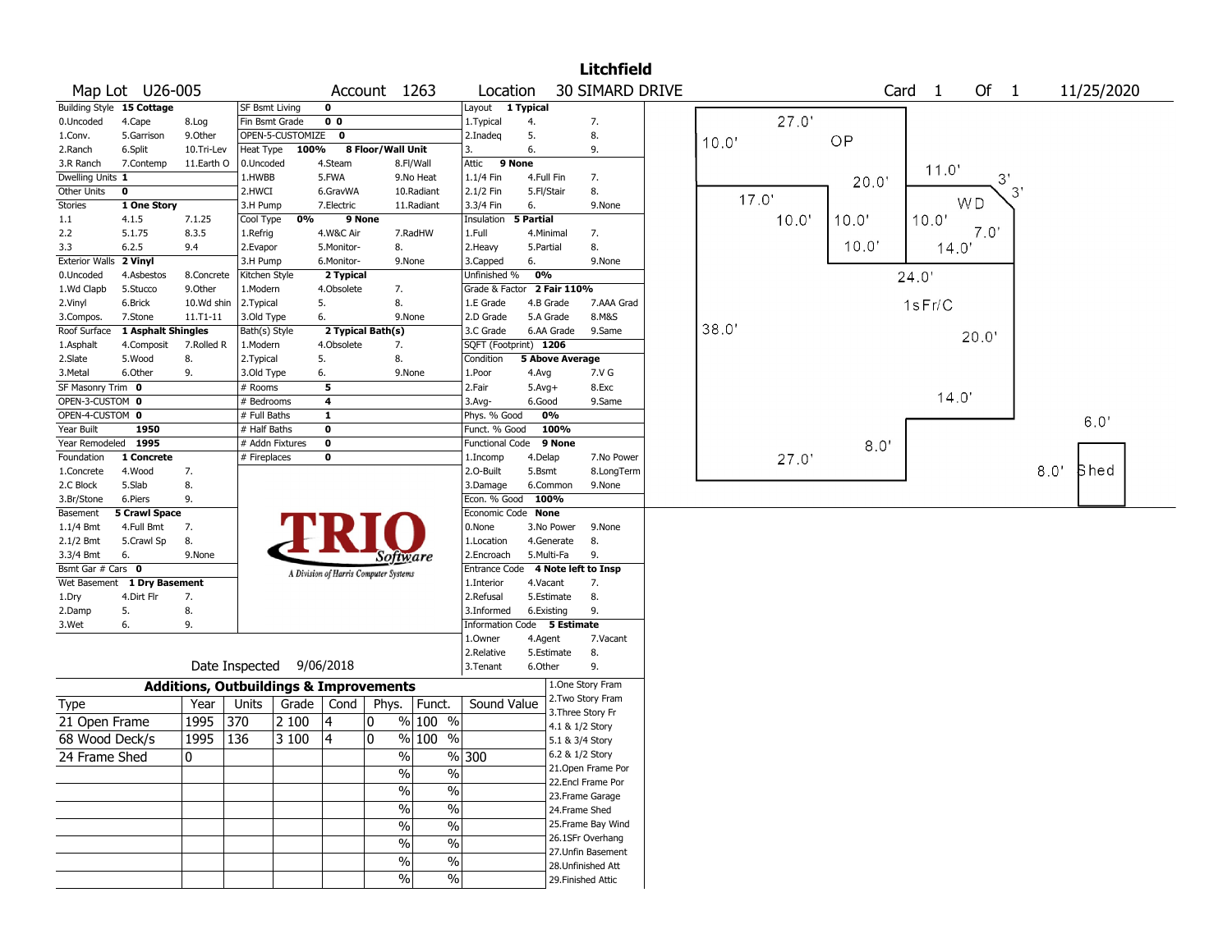# Litchfield

**Map Lot** U26-005 **Account** 1263 **Location** 30 SIMARD DRIVE **Card** 1 **Of** 1 11/25/2020

| Building Style | 15 Cottage | | SF Bsmt Living | 0 | | Layout | 1 Typical | |
|---|---|---|---|---|---|---|---|---|
| 0.Uncoded | 4.Cape | 8.Log | Fin Bsmt Grade | 0 0 | | 1.Typical | 4. | 7. |
| 1.Conv. | 5.Garrison | 9.Other | OPEN-5-CUSTOMIZE | 0 | | 2.Inadeq | 5. | 8. |
| 2.Ranch | 6.Split | 10.Tri-Lev | Heat Type | 100% | 8 Floor/Wall Unit | 3. | 6. | 9. |
| 3.R Ranch | 7.Contemp | 11.Earth O | 0.Uncoded | 4.Steam | 8.Fl/Wall | Attic | 9 None | |
| Dwelling Units | 1 | | 1.HWBB | 5.FWA | 9.No Heat | 1.1/4 Fin | 4.Full Fin | 7. |
| Other Units | 0 | | 2.HWCI | 6.GravWA | 10.Radiant | 2.1/2 Fin | 5.Fl/Stair | 8. |
| Stories | 1 One Story | | 3.H Pump | 7.Electric | 11.Radiant | 3.3/4 Fin | 6. | 9.None |
| 1.1 | 4.1.5 | 7.1.25 | Cool Type | 0% | 9 None | Insulation | 5 Partial | |
| 2.2 | 5.1.75 | 8.3.5 | 1.Refrig | 4.W&C Air | 7.RadHW | 1.Full | 4.Minimal | 7. |
| 3.3 | 6.2.5 | 9.4 | 2.Evapor | 5.Monitor- | 8. | 2.Heavy | 5.Partial | 8. |
| Exterior Walls | 2 Vinyl | | 3.H Pump | 6.Monitor- | 9.None | 3.Capped | 6. | 9.None |
| 0.Uncoded | 4.Asbestos | 8.Concrete | Kitchen Style | 2 Typical | | Unfinished % | 0% | |
| 1.Wd Clapb | 5.Stucco | 9.Other | 1.Modern | 4.Obsolete | 7. | Grade & Factor | 2 Fair 110% | |
| 2.Vinyl | 6.Brick | 10.Wd shin | 2.Typical | 5. | 8. | 1.E Grade | 4.B Grade | 7.AAA Grad |
| 3.Compos. | 7.Stone | 11.T1-11 | 3.Old Type | 6. | 9.None | 2.D Grade | 5.A Grade | 8.M&S |
| Roof Surface | 1 Asphalt Shingles | | Bath(s) Style | 2 Typical Bath(s) | | 3.C Grade | 6.AA Grade | 9.Same |
| 1.Asphalt | 4.Composit | 7.Rolled R | 1.Modern | 4.Obsolete | 7. | SQFT (Footprint) | 1206 | |
| 2.Slate | 5.Wood | 8. | 2.Typical | 5. | 8. | Condition | 5 Above Average | |
| 3.Metal | 6.Other | 9. | 3.Old Type | 6. | 9.None | 1.Poor | 4.Avg | 7.V G |
| SF Masonry Trim | 0 | | # Rooms | 5 | | 2.Fair | 5.Avg+ | 8.Exc |
| OPEN-3-CUSTOM | 0 | | # Bedrooms | 4 | | 3.Avg- | 6.Good | 9.Same |
| OPEN-4-CUSTOM | 0 | | # Full Baths | 1 | | Phys. % Good | 0% | |
| Year Built | 1950 | | # Half Baths | 0 | | Funct. % Good | 100% | |
| Year Remodeled | 1995 | | # Addn Fixtures | 0 | | Functional Code | 9 None | |
| Foundation | 1 Concrete | | # Fireplaces | 0 | | 1.Incomp | 4.Delap | 7.No Power |
| 1.Concrete | 4.Wood | 7. | | | | 2.O-Built | 5.Bsmt | 8.LongTerm |
| 2.C Block | 5.Slab | 8. | | | | 3.Damage | 6.Common | 9.None |
| 3.Br/Stone | 6.Piers | 9. | | | | Econ. % Good | 100% | |
| Basement | 5 Crawl Space | | | | | Economic Code | None | |
| 1.1/4 Bmt | 4.Full Bmt | 7. | | | | 0.None | 3.No Power | 9.None |
| 2.1/2 Bmt | 5.Crawl Sp | 8. | | | | 1.Location | 4.Generate | 8. |
| 3.3/4 Bmt | 6. | 9.None | | | | 2.Encroach | 5.Multi-Fa | 9. |
| Bsmt Gar # Cars | 0 | | | | | Entrance Code | 4 Note left to Insp | |
| Wet Basement | 1 Dry Basement | | | | | 1.Interior | 4.Vacant | 7. |
| 1.Dry | 4.Dirt Flr | 7. | | | | 2.Refusal | 5.Estimate | 8. |
| 2.Damp | 5. | 8. | | | | 3.Informed | 6.Existing | 9. |
| 3.Wet | 6. | 9. | | | | Information Code | 5 Estimate | |
| | | | | | | 1.Owner | 4.Agent | 7.Vacant |
| | | | | | | 2.Relative | 5.Estimate | 8. |
| | | | | | | 3.Tenant | 6.Other | 9. |

TRIO Software — A Division of Harris Computer Systems

Date Inspected 9/06/2018

## Additions, Outbuildings & Improvements

| Type | Year | Units | Grade | Cond | Phys. | Funct. | Sound Value |
|---|---|---|---|---|---|---|---|
| 21 Open Frame | 1995 | 370 | 2 100 | 4 | 0 % | 100 % | |
| 68 Wood Deck/s | 1995 | 136 | 3 100 | 4 | 0 % | 100 % | |
| 24 Frame Shed | 0 | | | | % | % | 300 |
| | | | | | % | % | |
| | | | | | % | % | |
| | | | | | % | % | |
| | | | | | % | % | |
| | | | | | % | % | |
| | | | | | % | % | |
| | | | | | % | % | |

1.One Story Fram
2.Two Story Fram
3.Three Story Fr
4.1 & 1/2 Story
5.1 & 3/4 Story
6.2 & 1/2 Story
21.Open Frame Por
22.Encl Frame Por
23.Frame Garage
24.Frame Shed
25.Frame Bay Wind
26.1SFr Overhang
27.Unfin Basement
28.Unfinished Att
29.Finished Attic

Sketch labels: OP 27.0' × 10.0'; WD 11.0', 3', 3', 7.0', 14.0', 10.0'; 1sFr/C 24.0', 38.0', 20.0', 14.0', 8.0', 27.0', 17.0', 10.0', 20.0', 10.0'; Shed 6.0' × 8.0'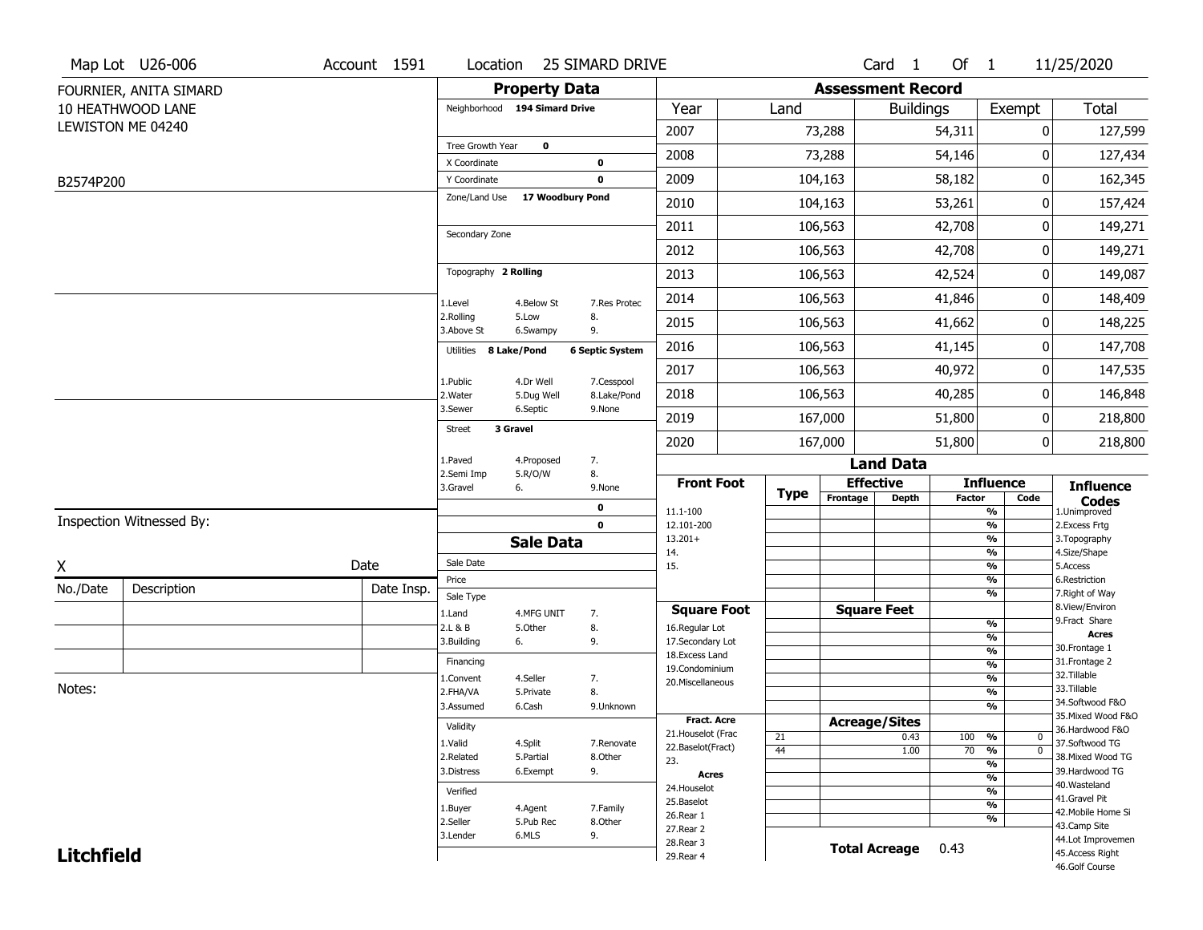Map Lot U26-006 | Account 1591 | Location 25 SIMARD DRIVE | Card 1 Of 1 | 11/25/2020

FOURNIER, ANITA SIMARD
10 HEATHWOOD LANE
LEWISTON ME 04240

B2574P200

## Property Data

| | |
|---|---|
| Neighborhood | 194 Simard Drive |
| Tree Growth Year | 0 |
| X Coordinate | 0 |
| Y Coordinate | 0 |
| Zone/Land Use | 17 Woodbury Pond |
| Secondary Zone | |
| Topography | 2 Rolling |
| Utilities | 8 Lake/Pond, 6 Septic System |
| Street | 3 Gravel |

Topography: 1.Level 2.Rolling 3.Above St 4.Below St 5.Low 6.Swampy 7.Res Protec 8. 9.

Utilities: 1.Public 2.Water 3.Sewer 4.Dr Well 5.Dug Well 6.Septic 7.Cesspool 8.Lake/Pond 9.None

Street: 1.Paved 2.Semi Imp 3.Gravel 4.Proposed 5.R/O/W 6. 7. 8. 9.None

0
0

## Sale Data

Sale Date
Price
Sale Type: 1.Land 2.L & B 3.Building 4.MFG UNIT 5.Other 6. 7. 8. 9.
Financing: 1.Convent 2.FHA/VA 3.Assumed 4.Seller 5.Private 6.Cash 7. 8. 9.Unknown
Validity: 1.Valid 2.Related 3.Distress 4.Split 5.Partial 6.Exempt 7.Renovate 8.Other 9.
Verified: 1.Buyer 2.Seller 3.Lender 4.Agent 5.Pub Rec 6.MLS 7.Family 8.Other 9.

## Assessment Record

| Year | Land | Buildings | Exempt | Total |
|---|---|---|---|---|
| 2007 | 73,288 | 54,311 | 0 | 127,599 |
| 2008 | 73,288 | 54,146 | 0 | 127,434 |
| 2009 | 104,163 | 58,182 | 0 | 162,345 |
| 2010 | 104,163 | 53,261 | 0 | 157,424 |
| 2011 | 106,563 | 42,708 | 0 | 149,271 |
| 2012 | 106,563 | 42,708 | 0 | 149,271 |
| 2013 | 106,563 | 42,524 | 0 | 149,087 |
| 2014 | 106,563 | 41,846 | 0 | 148,409 |
| 2015 | 106,563 | 41,662 | 0 | 148,225 |
| 2016 | 106,563 | 41,145 | 0 | 147,708 |
| 2017 | 106,563 | 40,972 | 0 | 147,535 |
| 2018 | 106,563 | 40,285 | 0 | 146,848 |
| 2019 | 167,000 | 51,800 | 0 | 218,800 |
| 2020 | 167,000 | 51,800 | 0 | 218,800 |

## Land Data

| Front Foot | Type | Effective Frontage | Effective Depth | Influence Factor | Influence Code |
|---|---|---|---|---|---|
| 11.1-100 | | | | % | |
| 12.101-200 | | | | % | |
| 13.201+ | | | | % | |
| 14. | | | | % | |
| 15. | | | | % | |
| | | | | % | |
| | | | | % | |

| Square Foot | Square Feet | | |
|---|---|---|---|
| 16.Regular Lot | | % | |
| 17.Secondary Lot | | % | |
| 18.Excess Land | | % | |
| 19.Condominium | | % | |
| 20.Miscellaneous | | % | |
| | | % | |
| | | % | |

| Fract. Acre | Type | Acreage/Sites | Factor | Code |
|---|---|---|---|---|
| 21.Houselot (Frac | 21 | 0.43 | 100 % | 0 |
| 22.Baselot(Fract) | 44 | 1.00 | 70 % | 0 |
| 23. | | | % | |
| **Acres** | | | % | |
| 24.Houselot | | | % | |
| 25.Baselot | | | % | |
| 26.Rear 1 | | | % | |
| 27.Rear 2 | | | | |
| 28.Rear 3 | | | | |
| 29.Rear 4 | | | | |

**Total Acreage** 0.43

**Influence Codes**
1.Unimproved
2.Excess Frtg
3.Topography
4.Size/Shape
5.Access
6.Restriction
7.Right of Way
8.View/Environ
9.Fract Share
**Acres**
30.Frontage 1
31.Frontage 2
32.Tillable
33.Tillable
34.Softwood F&O
35.Mixed Wood F&O
36.Hardwood F&O
37.Softwood TG
38.Mixed Wood TG
39.Hardwood TG
40.Wasteland
41.Gravel Pit
42.Mobile Home Si
43.Camp Site
44.Lot Improvemen
45.Access Right
46.Golf Course

Inspection Witnessed By:

X ______________________ Date

| No./Date | Description | Date Insp. |
|---|---|---|
| | | |
| | | |
| | | |

Notes:

**Litchfield**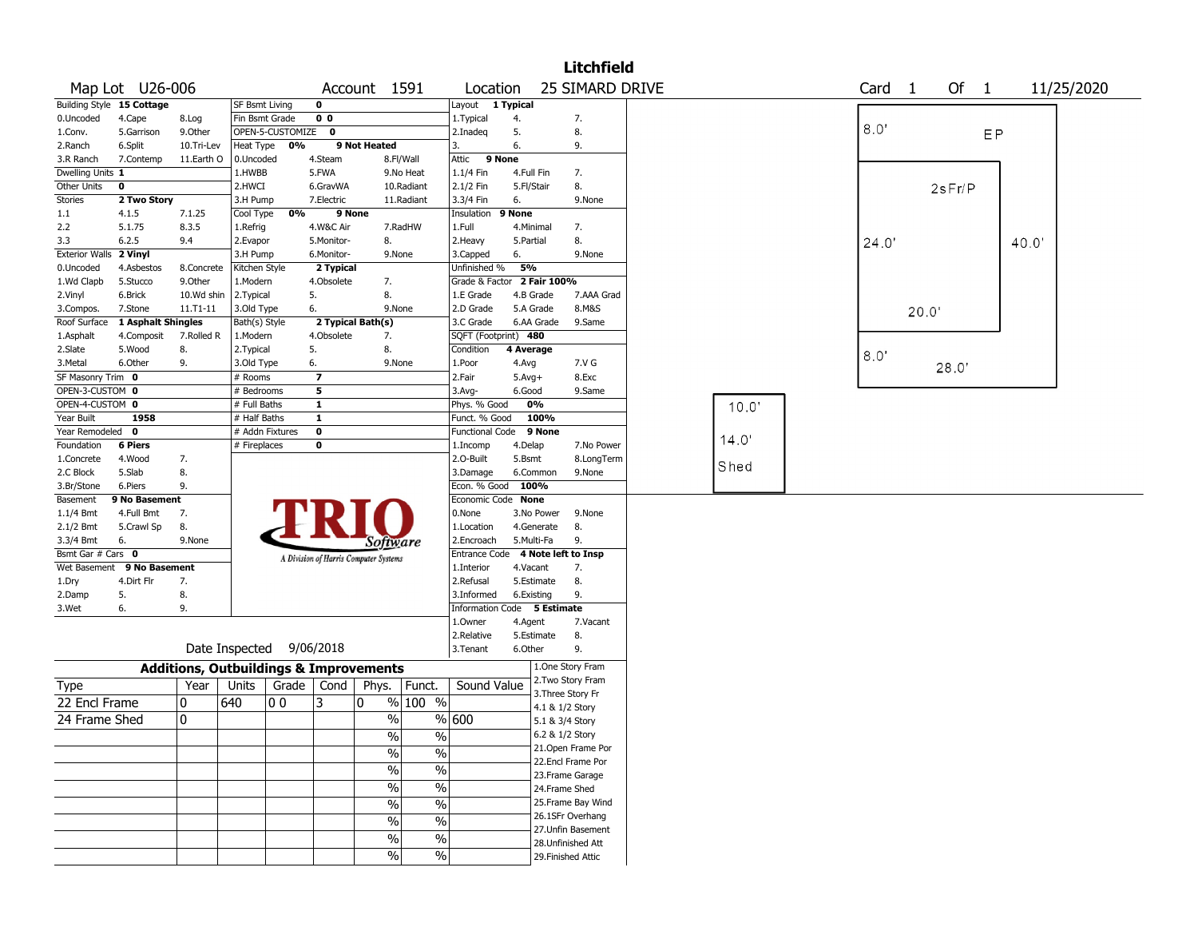# Litchfield

**Map Lot** U26-006 **Account** 1591 **Location** 25 SIMARD DRIVE **Card** 1 **Of** 1 11/25/2020

| Building Style | 15 Cottage | | SF Bsmt Living | 0 | | Layout | 1 Typical | |
|---|---|---|---|---|---|---|---|---|
| 0.Uncoded | 4.Cape | 8.Log | Fin Bsmt Grade | 0 0 | | 1.Typical | 4. | 7. |
| 1.Conv. | 5.Garrison | 9.Other | OPEN-5-CUSTOMIZE | 0 | | 2.Inadeq | 5. | 8. |
| 2.Ranch | 6.Split | 10.Tri-Lev | Heat Type 0% | 9 Not Heated | | 3. | 6. | 9. |
| 3.R Ranch | 7.Contemp | 11.Earth O | 0.Uncoded | 4.Steam | 8.Fl/Wall | Attic | 9 None | |
| Dwelling Units | 1 | | 1.HWBB | 5.FWA | 9.No Heat | 1.1/4 Fin | 4.Full Fin | 7. |
| Other Units | 0 | | 2.HWCI | 6.GravWA | 10.Radiant | 2.1/2 Fin | 5.Fl/Stair | 8. |
| Stories | 2 Two Story | | 3.H Pump | 7.Electric | 11.Radiant | 3.3/4 Fin | 6. | 9.None |
| 1.1 | 4.1.5 | 7.1.25 | Cool Type 0% | 9 None | | Insulation | 9 None | |
| 2.2 | 5.1.75 | 8.3.5 | 1.Refrig | 4.W&C Air | 7.RadHW | 1.Full | 4.Minimal | 7. |
| 3.3 | 6.2.5 | 9.4 | 2.Evapor | 5.Monitor- | 8. | 2.Heavy | 5.Partial | 8. |
| Exterior Walls | 2 Vinyl | | 3.H Pump | 6.Monitor- | 9.None | 3.Capped | 6. | 9.None |
| 0.Uncoded | 4.Asbestos | 8.Concrete | Kitchen Style | 2 Typical | | Unfinished % | 5% | |
| 1.Wd Clapb | 5.Stucco | 9.Other | 1.Modern | 4.Obsolete | 7. | Grade & Factor | 2 Fair 100% | |
| 2.Vinyl | 6.Brick | 10.Wd shin | 2.Typical | 5. | 8. | 1.E Grade | 4.B Grade | 7.AAA Grad |
| 3.Compos. | 7.Stone | 11.T1-11 | 3.Old Type | 6. | 9.None | 2.D Grade | 5.A Grade | 8.M&S |
| Roof Surface | 1 Asphalt Shingles | | Bath(s) Style | 2 Typical Bath(s) | | 3.C Grade | 6.AA Grade | 9.Same |
| 1.Asphalt | 4.Composit | 7.Rolled R | 1.Modern | 4.Obsolete | 7. | SQFT (Footprint) | 480 | |
| 2.Slate | 5.Wood | 8. | 2.Typical | 5. | 8. | Condition | 4 Average | |
| 3.Metal | 6.Other | 9. | 3.Old Type | 6. | 9.None | 1.Poor | 4.Avg | 7.V G |
| SF Masonry Trim | 0 | | # Rooms | 7 | | 2.Fair | 5.Avg+ | 8.Exc |
| OPEN-3-CUSTOM | 0 | | # Bedrooms | 5 | | 3.Avg- | 6.Good | 9.Same |
| OPEN-4-CUSTOM | 0 | | # Full Baths | 1 | | Phys. % Good | 0% | |
| Year Built | 1958 | | # Half Baths | 1 | | Funct. % Good | 100% | |
| Year Remodeled | 0 | | # Addn Fixtures | 0 | | Functional Code | 9 None | |
| Foundation | 6 Piers | | # Fireplaces | 0 | | 1.Incomp | 4.Delap | 7.No Power |
| 1.Concrete | 4.Wood | 7. | | | | 2.O-Built | 5.Bsmt | 8.LongTerm |
| 2.C Block | 5.Slab | 8. | | | | 3.Damage | 6.Common | 9.None |
| 3.Br/Stone | 6.Piers | 9. | | | | Econ. % Good | 100% | |
| Basement | 9 No Basement | | | | | Economic Code | None | |
| 1.1/4 Bmt | 4.Full Bmt | 7. | | | | 0.None | 3.No Power | 9.None |
| 2.1/2 Bmt | 5.Crawl Sp | 8. | | | | 1.Location | 4.Generate | 8. |
| 3.3/4 Bmt | 6. | 9.None | | | | 2.Encroach | 5.Multi-Fa | 9. |
| Bsmt Gar # Cars | 0 | | | | | Entrance Code | 4 Note left to Insp | |
| Wet Basement | 9 No Basement | | | | | 1.Interior | 4.Vacant | 7. |
| 1.Dry | 4.Dirt Flr | 7. | | | | 2.Refusal | 5.Estimate | 8. |
| 2.Damp | 5. | 8. | | | | 3.Informed | 6.Existing | 9. |
| 3.Wet | 6. | 9. | | | | Information Code | 5 Estimate | |
| | | | | | | 1.Owner | 4.Agent | 7.Vacant |
| | | | | | | 2.Relative | 5.Estimate | 8. |
| | | | Date Inspected | 9/06/2018 | | 3.Tenant | 6.Other | 9. |

TRIO Software — A Division of Harris Computer Systems

## Additions, Outbuildings & Improvements

| Type | Year | Units | Grade | Cond | Phys. | Funct. | Sound Value |
|---|---|---|---|---|---|---|---|
| 22 Encl Frame | 0 | 640 | 0 0 | 3 | 0 % | 100 % | |
| 24 Frame Shed | 0 | | | | % | % | 600 |
| | | | | | % | % | |
| | | | | | % | % | |
| | | | | | % | % | |
| | | | | | % | % | |
| | | | | | % | % | |
| | | | | | % | % | |
| | | | | | % | % | |
| | | | | | % | % | |

1.One Story Fram
2.Two Story Fram
3.Three Story Fr
4.1 & 1/2 Story
5.1 & 3/4 Story
6.2 & 1/2 Story
21.Open Frame Por
22.Encl Frame Por
23.Frame Garage
24.Frame Shed
25.Frame Bay Wind
26.1SFr Overhang
27.Unfin Basement
28.Unfinished Att
29.Finished Attic

Sketch: EP 8.0'; 2sFr/P 24.0' × 20.0', 40.0', 28.0', 8.0'; Shed 10.0' × 14.0'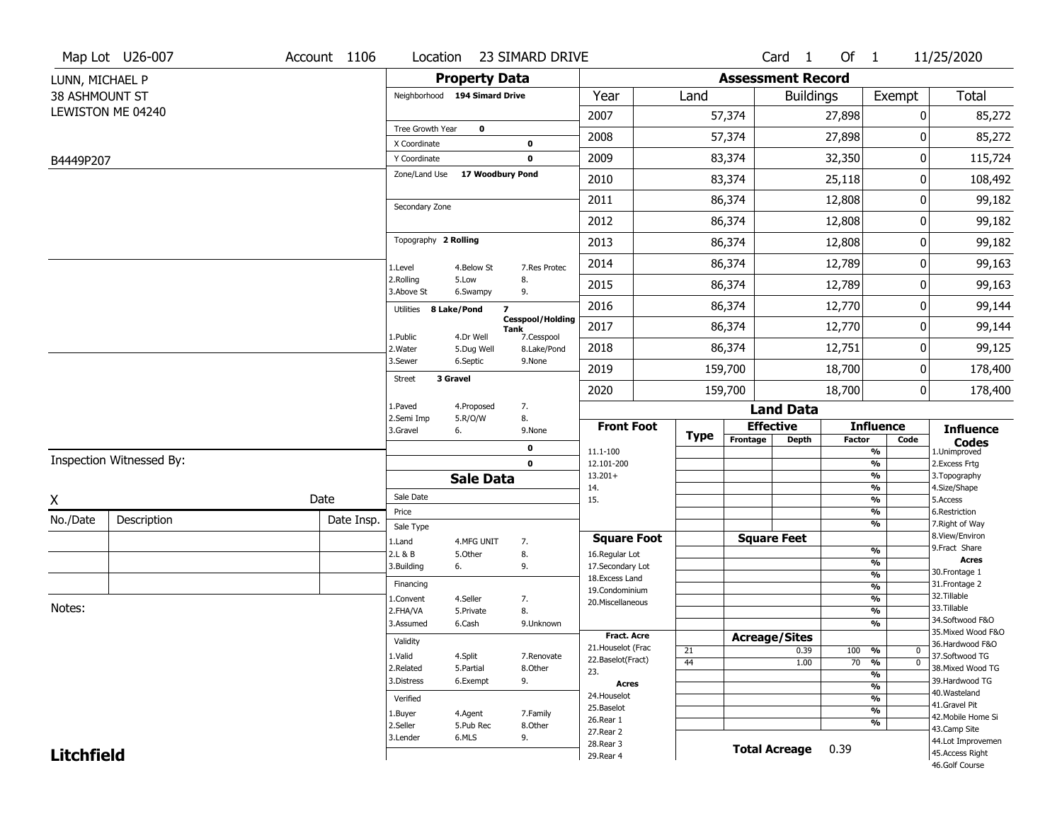Map Lot U26-007 | Account 1106 | Location 23 SIMARD DRIVE | Card 1 Of 1 | 11/25/2020

LUNN, MICHAEL P
38 ASHMOUNT ST
LEWISTON ME 04240

B4449P207

## Property Data

Neighborhood **194 Simard Drive**

Tree Growth Year **0**
X Coordinate **0**
Y Coordinate **0**
Zone/Land Use **17 Woodbury Pond**

Secondary Zone

Topography **2 Rolling**

1.Level 4.Below St 7.Res Protec
2.Rolling 5.Low 8.
3.Above St 6.Swampy 9.

Utilities **8 Lake/Pond 7 Cesspool/Holding Tank**

1.Public 4.Dr Well 7.Cesspool
2.Water 5.Dug Well 8.Lake/Pond
3.Sewer 6.Septic 9.None

Street **3 Gravel**

1.Paved 4.Proposed 7.
2.Semi Imp 5.R/O/W 8.
3.Gravel 6. 9.None

0
0

## Assessment Record

| Year | Land | Buildings | Exempt | Total |
|---|---|---|---|---|
| 2007 | 57,374 | 27,898 | 0 | 85,272 |
| 2008 | 57,374 | 27,898 | 0 | 85,272 |
| 2009 | 83,374 | 32,350 | 0 | 115,724 |
| 2010 | 83,374 | 25,118 | 0 | 108,492 |
| 2011 | 86,374 | 12,808 | 0 | 99,182 |
| 2012 | 86,374 | 12,808 | 0 | 99,182 |
| 2013 | 86,374 | 12,808 | 0 | 99,182 |
| 2014 | 86,374 | 12,789 | 0 | 99,163 |
| 2015 | 86,374 | 12,789 | 0 | 99,163 |
| 2016 | 86,374 | 12,770 | 0 | 99,144 |
| 2017 | 86,374 | 12,770 | 0 | 99,144 |
| 2018 | 86,374 | 12,751 | 0 | 99,125 |
| 2019 | 159,700 | 18,700 | 0 | 178,400 |
| 2020 | 159,700 | 18,700 | 0 | 178,400 |

## Land Data

| Front Foot | Type | Effective Frontage | Effective Depth | Influence Factor | Influence Code |
|---|---|---|---|---|---|
| 11.1-100 | | | | % | |
| 12.101-200 | | | | % | |
| 13.201+ | | | | % | |
| 14. | | | | % | |
| 15. | | | | % | |
| | | | | % | |
| | | | | % | |

| Square Foot | Square Feet | Influence Factor | |
|---|---|---|---|
| 16.Regular Lot | | % | |
| 17.Secondary Lot | | % | |
| 18.Excess Land | | % | |
| 19.Condominium | | % | |
| 20.Miscellaneous | | % | |
| | | % | |
| | | % | |

| Fract. Acre | Type | Acreage/Sites | Influence Factor | Influence Code |
|---|---|---|---|---|
| 21.Houselot (Frac | 21 | 0.39 | 100 % | 0 |
| 22.Baselot(Fract) | 44 | 1.00 | 70 % | 0 |
| 23. | | | % | |
| **Acres** | | | % | |
| 24.Houselot | | | % | |
| 25.Baselot | | | % | |
| 26.Rear 1 | | | % | |
| 27.Rear 2 | | | | |
| 28.Rear 3 | | | | |
| 29.Rear 4 | | | | |

**Total Acreage** 0.39

**Influence Codes**
1.Unimproved
2.Excess Frtg
3.Topography
4.Size/Shape
5.Access
6.Restriction
7.Right of Way
8.View/Environ
9.Fract Share

**Acres**
30.Frontage 1
31.Frontage 2
32.Tillable
33.Tillable
34.Softwood F&O
35.Mixed Wood F&O
36.Hardwood F&O
37.Softwood TG
38.Mixed Wood TG
39.Hardwood TG
40.Wasteland
41.Gravel Pit
42.Mobile Home Si
43.Camp Site
44.Lot Improvemen
45.Access Right
46.Golf Course

## Sale Data

Sale Date
Price
Sale Type
1.Land 4.MFG UNIT 7.
2.L & B 5.Other 8.
3.Building 6. 9.

Financing
1.Convent 4.Seller 7.
2.FHA/VA 5.Private 8.
3.Assumed 6.Cash 9.Unknown

Validity
1.Valid 4.Split 7.Renovate
2.Related 5.Partial 8.Other
3.Distress 6.Exempt 9.

Verified
1.Buyer 4.Agent 7.Family
2.Seller 5.Pub Rec 8.Other
3.Lender 6.MLS 9.

Inspection Witnessed By:

X Date

| No./Date | Description | Date Insp. |
|---|---|---|
| | | |
| | | |
| | | |

Notes:

**Litchfield**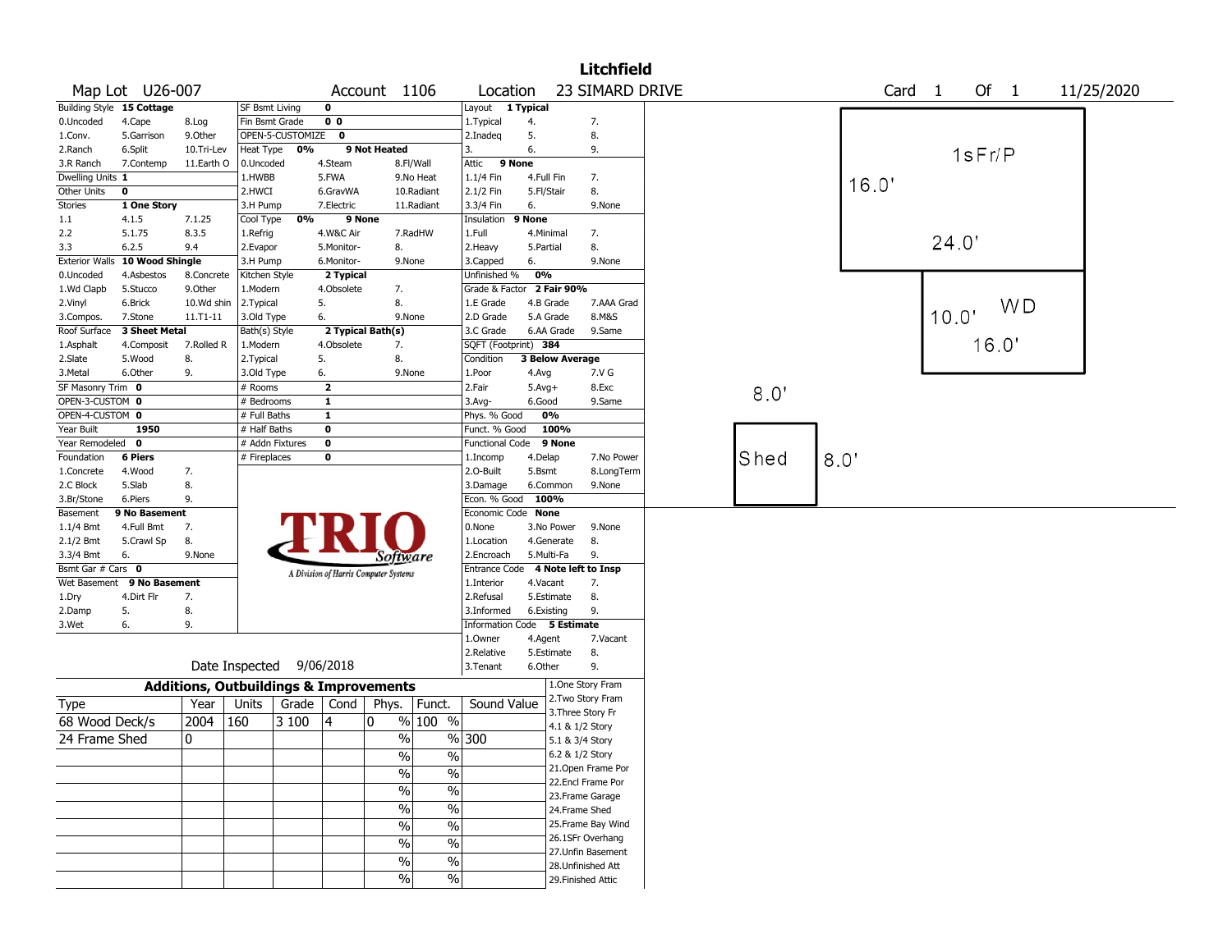# Litchfield

**Map Lot** U26-007 **Account** 1106 **Location** 23 SIMARD DRIVE **Card** 1 **Of** 1 11/25/2020

| | | | | | | | | | | |
|---|---|---|---|---|---|---|---|---|---|---|
| Building Style | **15 Cottage** | | SF Bsmt Living | **0** | | | Layout | **1 Typical** | | |
| 0.Uncoded | 4.Cape | 8.Log | Fin Bsmt Grade | **0 0** | | | 1.Typical | 4. | 7. | |
| 1.Conv. | 5.Garrison | 9.Other | OPEN-5-CUSTOMIZE | **0** | | | 2.Inadeq | 5. | 8. | |
| 2.Ranch | 6.Split | 10.Tri-Lev | Heat Type | **0%** | **9 Not Heated** | | 3. | 6. | 9. | |
| 3.R Ranch | 7.Contemp | 11.Earth O | 0.Uncoded | 4.Steam | 8.Fl/Wall | | Attic | **9 None** | | |
| Dwelling Units | **1** | | 1.HWBB | 5.FWA | 9.No Heat | | 1.1/4 Fin | 4.Full Fin | 7. | |
| Other Units | **0** | | 2.HWCI | 6.GravWA | 10.Radiant | | 2.1/2 Fin | 5.Fl/Stair | 8. | |
| Stories | **1 One Story** | | 3.H Pump | 7.Electric | 11.Radiant | | 3.3/4 Fin | 6. | 9.None | |
| 1.1 | 4.1.5 | 7.1.25 | Cool Type | **0%** | **9 None** | | Insulation | **9 None** | | |
| 2.2 | 5.1.75 | 8.3.5 | 1.Refrig | 4.W&C Air | 7.RadHW | | 1.Full | 4.Minimal | 7. | |
| 3.3 | 6.2.5 | 9.4 | 2.Evapor | 5.Monitor- | 8. | | 2.Heavy | 5.Partial | 8. | |
| Exterior Walls | **10 Wood Shingle** | | 3.H Pump | 6.Monitor- | 9.None | | 3.Capped | 6. | 9.None | |
| 0.Uncoded | 4.Asbestos | 8.Concrete | Kitchen Style | **2 Typical** | | | Unfinished % | **0%** | | |
| 1.Wd Clapb | 5.Stucco | 9.Other | 1.Modern | 4.Obsolete | 7. | | Grade & Factor | **2 Fair 90%** | | |
| 2.Vinyl | 6.Brick | 10.Wd shin | 2.Typical | 5. | 8. | | 1.E Grade | 4.B Grade | 7.AAA Grad | |
| 3.Compos. | 7.Stone | 11.T1-11 | 3.Old Type | 6. | 9.None | | 2.D Grade | 5.A Grade | 8.M&S | |
| Roof Surface | **3 Sheet Metal** | | Bath(s) Style | **2 Typical Bath(s)** | | | 3.C Grade | 6.AA Grade | 9.Same | |
| 1.Asphalt | 4.Composit | 7.Rolled R | 1.Modern | 4.Obsolete | 7. | | SQFT (Footprint) | **384** | | |
| 2.Slate | 5.Wood | 8. | 2.Typical | 5. | 8. | | Condition | **3 Below Average** | | |
| 3.Metal | 6.Other | 9. | 3.Old Type | 6. | 9.None | | 1.Poor | 4.Avg | 7.V G | |
| SF Masonry Trim | **0** | | # Rooms | **2** | | | 2.Fair | 5.Avg+ | 8.Exc | |
| OPEN-3-CUSTOM | **0** | | # Bedrooms | **1** | | | 3.Avg- | 6.Good | 9.Same | |
| OPEN-4-CUSTOM | **0** | | # Full Baths | **1** | | | Phys. % Good | **0%** | | |
| Year Built | **1950** | | # Half Baths | **0** | | | Funct. % Good | **100%** | | |
| Year Remodeled | **0** | | # Addn Fixtures | **0** | | | Functional Code | **9 None** | | |
| Foundation | **6 Piers** | | # Fireplaces | **0** | | | 1.Incomp | 4.Delap | 7.No Power | |
| 1.Concrete | 4.Wood | 7. | | | | | 2.O-Built | 5.Bsmt | 8.LongTerm | |
| 2.C Block | 5.Slab | 8. | | | | | 3.Damage | 6.Common | 9.None | |
| 3.Br/Stone | 6.Piers | 9. | | | | | Econ. % Good | **100%** | | |
| Basement | **9 No Basement** | | | | | | Economic Code | **None** | | |
| 1.1/4 Bmt | 4.Full Bmt | 7. | | | | | 0.None | 3.No Power | 9.None | |
| 2.1/2 Bmt | 5.Crawl Sp | 8. | | | | | 1.Location | 4.Generate | 8. | |
| 3.3/4 Bmt | 6. | 9.None | | | | | 2.Encroach | 5.Multi-Fa | 9. | |
| Bsmt Gar # Cars | **0** | | | | | | Entrance Code | **4 Note left to Insp** | | |
| Wet Basement | **9 No Basement** | | | | | | 1.Interior | 4.Vacant | 7. | |
| 1.Dry | 4.Dirt Flr | 7. | | | | | 2.Refusal | 5.Estimate | 8. | |
| 2.Damp | 5. | 8. | | | | | 3.Informed | 6.Existing | 9. | |
| 3.Wet | 6. | 9. | | | | | Information Code | **5 Estimate** | | |
| | | | | | | | 1.Owner | 4.Agent | 7.Vacant | |
| | | | | | | | 2.Relative | 5.Estimate | 8. | |
| | Date Inspected | 9/06/2018 | | | | | 3.Tenant | 6.Other | 9. | |

TRIO Software — A Division of Harris Computer Systems

## Additions, Outbuildings & Improvements

| Type | Year | Units | Grade | Cond | Phys. | Funct. | Sound Value |
|---|---|---|---|---|---|---|---|
| 68 Wood Deck/s | 2004 | 160 | 3 100 | 4 | 0 % | 100 % | |
| 24 Frame Shed | 0 | | | | % | % | 300 |
| | | | | | % | % | |
| | | | | | % | % | |
| | | | | | % | % | |
| | | | | | % | % | |
| | | | | | % | % | |
| | | | | | % | % | |
| | | | | | % | % | |
| | | | | | % | % | |

1.One Story Fram
2.Two Story Fram
3.Three Story Fr
4.1 & 1/2 Story
5.1 & 3/4 Story
6.2 & 1/2 Story
21.Open Frame Por
22.Encl Frame Por
23.Frame Garage
24.Frame Shed
25.Frame Bay Wind
26.1SFr Overhang
27.Unfin Basement
28.Unfinished Att
29.Finished Attic

Sketch: 1sFr/P 16.0' x 24.0'; WD 10.0' x 16.0'; Shed 8.0' x 8.0'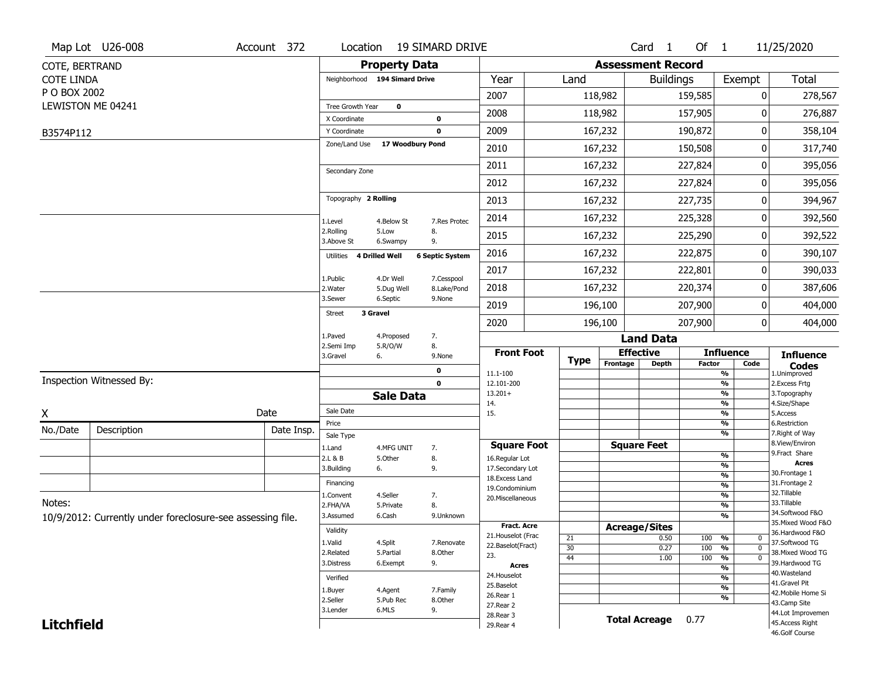Map Lot U26-008 | Account 372 | Location 19 SIMARD DRIVE | Card 1 Of 1 | 11/25/2020

COTE, BERTRAND
COTE LINDA
P O BOX 2002
LEWISTON ME 04241

B3574P112

## Property Data

Neighborhood **194 Simard Drive**

Tree Growth Year **0**
X Coordinate **0**
Y Coordinate **0**
Zone/Land Use **17 Woodbury Pond**

Secondary Zone

Topography **2 Rolling**

1.Level 4.Below St 7.Res Protec
2.Rolling 5.Low 8.
3.Above St 6.Swampy 9.

Utilities **4 Drilled Well** **6 Septic System**

1.Public 4.Dr Well 7.Cesspool
2.Water 5.Dug Well 8.Lake/Pond
3.Sewer 6.Septic 9.None

Street **3 Gravel**

1.Paved 4.Proposed 7.
2.Semi Imp 5.R/O/W 8.
3.Gravel 6. 9.None

0
0

## Sale Data

Sale Date
Price
Sale Type
1.Land 4.MFG UNIT 7.
2.L & B 5.Other 8.
3.Building 6. 9.

Financing
1.Convent 4.Seller 7.
2.FHA/VA 5.Private 8.
3.Assumed 6.Cash 9.Unknown

Validity
1.Valid 4.Split 7.Renovate
2.Related 5.Partial 8.Other
3.Distress 6.Exempt 9.

Verified
1.Buyer 4.Agent 7.Family
2.Seller 5.Pub Rec 8.Other
3.Lender 6.MLS 9.

## Assessment Record

| Year | Land | Buildings | Exempt | Total |
|---|---|---|---|---|
| 2007 | 118,982 | 159,585 | 0 | 278,567 |
| 2008 | 118,982 | 157,905 | 0 | 276,887 |
| 2009 | 167,232 | 190,872 | 0 | 358,104 |
| 2010 | 167,232 | 150,508 | 0 | 317,740 |
| 2011 | 167,232 | 227,824 | 0 | 395,056 |
| 2012 | 167,232 | 227,824 | 0 | 395,056 |
| 2013 | 167,232 | 227,735 | 0 | 394,967 |
| 2014 | 167,232 | 225,328 | 0 | 392,560 |
| 2015 | 167,232 | 225,290 | 0 | 392,522 |
| 2016 | 167,232 | 222,875 | 0 | 390,107 |
| 2017 | 167,232 | 222,801 | 0 | 390,033 |
| 2018 | 167,232 | 220,374 | 0 | 387,606 |
| 2019 | 196,100 | 207,900 | 0 | 404,000 |
| 2020 | 196,100 | 207,900 | 0 | 404,000 |

## Land Data

| Front Foot | Type | Effective Frontage | Effective Depth | Influence Factor | Influence Code |
|---|---|---|---|---|---|
| 11.1-100 | | | | % | |
| 12.101-200 | | | | % | |
| 13.201+ | | | | % | |
| 14. | | | | % | |
| 15. | | | | % | |

| Square Foot | Square Feet | Factor |
|---|---|---|
| 16.Regular Lot | | % |
| 17.Secondary Lot | | % |
| 18.Excess Land | | % |
| 19.Condominium | | % |
| 20.Miscellaneous | | % |

| Fract. Acre / Acres | Type | Acreage/Sites | Factor | Code |
|---|---|---|---|---|
| 21.Houselot (Frac | 21 | 0.50 | 100 % | 0 |
| 22.Baselot(Fract) | 30 | 0.27 | 100 % | 0 |
| 23. | 44 | 1.00 | 100 % | 0 |
| 24.Houselot | | | % | |
| 25.Baselot | | | % | |
| 26.Rear 1 | | | % | |
| 27.Rear 2 | | | | |
| 28.Rear 3 | | | | |
| 29.Rear 4 | | | | |

**Total Acreage** 0.77

**Influence Codes**
1.Unimproved
2.Excess Frtg
3.Topography
4.Size/Shape
5.Access
6.Restriction
7.Right of Way
8.View/Environ
9.Fract Share
**Acres**
30.Frontage 1
31.Frontage 2
32.Tillable
33.Tillable
34.Softwood F&O
35.Mixed Wood F&O
36.Hardwood F&O
37.Softwood TG
38.Mixed Wood TG
39.Hardwood TG
40.Wasteland
41.Gravel Pit
42.Mobile Home Si
43.Camp Site
44.Lot Improvemen
45.Access Right
46.Golf Course

Inspection Witnessed By:

X Date

| No./Date | Description | Date Insp. |
|---|---|---|
| | | |
| | | |
| | | |

Notes:
10/9/2012: Currently under foreclosure-see assessing file.

**Litchfield**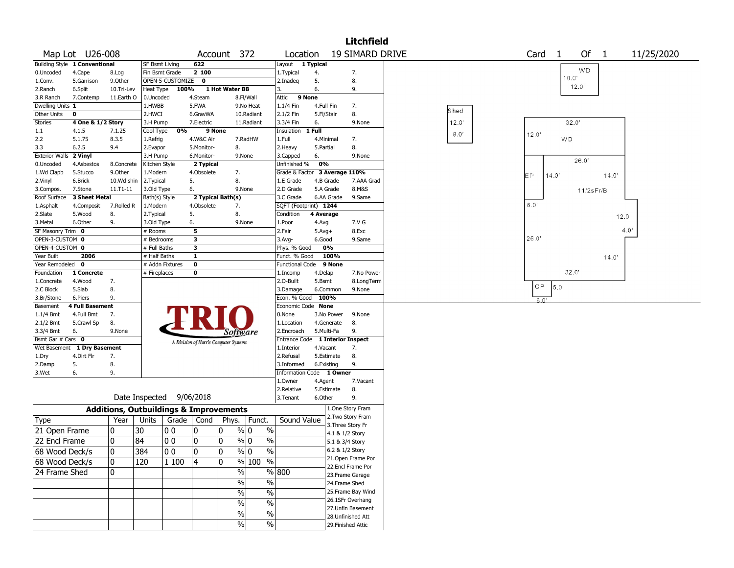# Litchfield

**Map Lot** U26-008 **Account** 372 **Location** 19 SIMARD DRIVE **Card** 1 **Of** 1 11/25/2020

| Field | Value | | | |
|---|---|---|---|---|
| Building Style | 1 Conventional | | | |
| 0.Uncoded | 4.Cape | 8.Log | | |
| 1.Conv. | 5.Garrison | 9.Other | | |
| 2.Ranch | 6.Split | 10.Tri-Lev | | |
| 3.R Ranch | 7.Contemp | 11.Earth O | | |
| Dwelling Units | 1 | | | |
| Other Units | 0 | | | |
| Stories | 4 One & 1/2 Story | | | |
| 1.1 | 4.1.5 | 7.1.25 | | |
| 2.2 | 5.1.75 | 8.3.5 | | |
| 3.3 | 6.2.5 | 9.4 | | |
| Exterior Walls | 2 Vinyl | | | |
| 0.Uncoded | 4.Asbestos | 8.Concrete | | |
| 1.Wd Clapb | 5.Stucco | 9.Other | | |
| 2.Vinyl | 6.Brick | 10.Wd shin | | |
| 3.Compos. | 7.Stone | 11.T1-11 | | |
| Roof Surface | 3 Sheet Metal | | | |
| 1.Asphalt | 4.Composit | 7.Rolled R | | |
| 2.Slate | 5.Wood | 8. | | |
| 3.Metal | 6.Other | 9. | | |
| SF Masonry Trim | 0 | | | |
| OPEN-3-CUSTOM | 0 | | | |
| OPEN-4-CUSTOM | 0 | | | |
| Year Built | 2006 | | | |
| Year Remodeled | 0 | | | |
| Foundation | 1 Concrete | | | |
| 1.Concrete | 4.Wood | 7. | | |
| 2.C Block | 5.Slab | 8. | | |
| 3.Br/Stone | 6.Piers | 9. | | |
| Basement | 4 Full Basement | | | |
| 1.1/4 Bmt | 4.Full Bmt | 7. | | |
| 2.1/2 Bmt | 5.Crawl Sp | 8. | | |
| 3.3/4 Bmt | 6. | 9.None | | |
| Bsmt Gar # Cars | 0 | | | |
| Wet Basement | 1 Dry Basement | | | |
| 1.Dry | 4.Dirt Flr | 7. | | |
| 2.Damp | 5. | 8. | | |
| 3.Wet | 6. | 9. | | |

| Field | Value | | |
|---|---|---|---|
| SF Bsmt Living | 622 | | |
| Fin Bsmt Grade | 2 100 | | |
| OPEN-5-CUSTOMIZE | 0 | | |
| Heat Type | 100% | 1 Hot Water BB | |
| 0.Uncoded | 4.Steam | 8.Fl/Wall | |
| 1.HWBB | 5.FWA | 9.No Heat | |
| 2.HWCI | 6.GravWA | 10.Radiant | |
| 3.H Pump | 7.Electric | 11.Radiant | |
| Cool Type | 0% | 9 None | |
| 1.Refrig | 4.W&C Air | 7.RadHW | |
| 2.Evapor | 5.Monitor- | 8. | |
| 3.H Pump | 6.Monitor- | 9.None | |
| Kitchen Style | 2 Typical | | |
| 1.Modern | 4.Obsolete | 7. | |
| 2.Typical | 5. | 8. | |
| 3.Old Type | 6. | 9.None | |
| Bath(s) Style | 2 Typical Bath(s) | | |
| 1.Modern | 4.Obsolete | 7. | |
| 2.Typical | 5. | 8. | |
| 3.Old Type | 6. | 9.None | |
| # Rooms | 5 | | |
| # Bedrooms | 3 | | |
| # Full Baths | 3 | | |
| # Half Baths | 1 | | |
| # Addn Fixtures | 0 | | |
| # Fireplaces | 0 | | |

| Field | Value | | |
|---|---|---|---|
| Layout | 1 Typical | | |
| 1.Typical | 4. | 7. | |
| 2.Inadeq | 5. | 8. | |
| 3. | 6. | 9. | |
| Attic | 9 None | | |
| 1.1/4 Fin | 4.Full Fin | 7. | |
| 2.1/2 Fin | 5.Fl/Stair | 8. | |
| 3.3/4 Fin | 6. | 9.None | |
| Insulation | 1 Full | | |
| 1.Full | 4.Minimal | 7. | |
| 2.Heavy | 5.Partial | 8. | |
| 3.Capped | 6. | 9.None | |
| Unfinished % | 0% | | |
| Grade & Factor | 3 Average 110% | | |
| 1.E Grade | 4.B Grade | 7.AAA Grad | |
| 2.D Grade | 5.A Grade | 8.M&S | |
| 3.C Grade | 6.AA Grade | 9.Same | |
| SQFT (Footprint) | 1244 | | |
| Condition | 4 Average | | |
| 1.Poor | 4.Avg | 7.V G | |
| 2.Fair | 5.Avg+ | 8.Exc | |
| 3.Avg- | 6.Good | 9.Same | |
| Phys. % Good | 0% | | |
| Funct. % Good | 100% | | |
| Functional Code | 9 None | | |
| 1.Incomp | 4.Delap | 7.No Power | |
| 2.O-Built | 5.Bsmt | 8.LongTerm | |
| 3.Damage | 6.Common | 9.None | |
| Econ. % Good | 100% | | |
| Economic Code | None | | |
| 0.None | 3.No Power | 9.None | |
| 1.Location | 4.Generate | 8. | |
| 2.Encroach | 5.Multi-Fa | 9. | |
| Entrance Code | 1 Interior Inspect | | |
| 1.Interior | 4.Vacant | 7. | |
| 2.Refusal | 5.Estimate | 8. | |
| 3.Informed | 6.Existing | 9. | |
| Information Code | 1 Owner | | |
| 1.Owner | 4.Agent | 7.Vacant | |
| 2.Relative | 5.Estimate | 8. | |
| 3.Tenant | 6.Other | 9. | |

Date Inspected 9/06/2018

## Additions, Outbuildings & Improvements

| Type | Year | Units | Grade | Cond | Phys. | Funct. | Sound Value |
|---|---|---|---|---|---|---|---|
| 21 Open Frame | 0 | 30 | 0 0 | 0 | 0 % | 0 % | |
| 22 Encl Frame | 0 | 84 | 0 0 | 0 | 0 % | 0 % | |
| 68 Wood Deck/s | 0 | 384 | 0 0 | 0 | 0 % | 0 % | |
| 68 Wood Deck/s | 0 | 120 | 1 100 | 4 | 0 % | 100 % | |
| 24 Frame Shed | 0 | | | | % | % | 800 |
| | | | | | % | % | |
| | | | | | % | % | |
| | | | | | % | % | |
| | | | | | % | % | |
| | | | | | % | % | |

1.One Story Fram
2.Two Story Fram
3.Three Story Fr
4.1 & 1/2 Story
5.1 & 3/4 Story
6.2 & 1/2 Story
21.Open Frame Por
22.Encl Frame Por
23.Frame Garage
24.Frame Shed
25.Frame Bay Wind
26.1SFr Overhang
27.Unfin Basement
28.Unfinished Att
29.Finished Attic

Sketch labels: WD 10.0' 12.0'; Shed 12.0' 8.0'; 32.0' 12.0' WD; 26.0'; EP 14.0' 14.0'; 11/2sFr/B; 6.0'; 12.0'; 4.0'; 26.0'; 14.0'; 32.0'; OP 5.0' 6.0'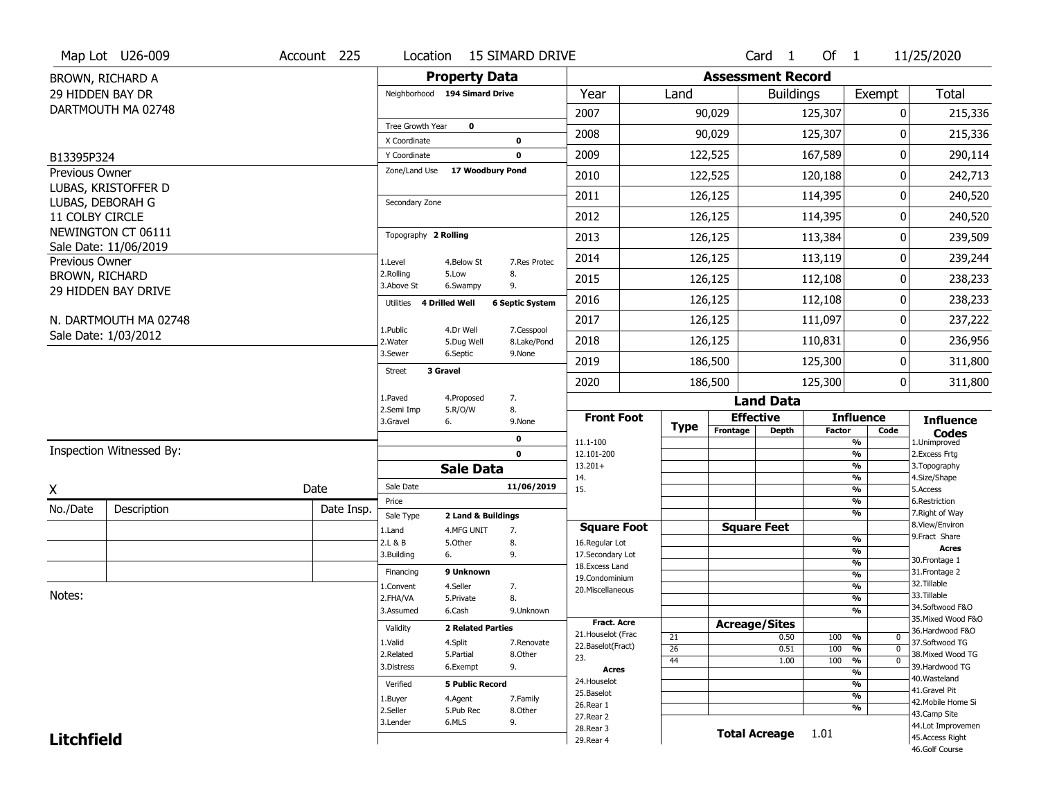Map Lot U26-009 | Account 225 | Location 15 SIMARD DRIVE | Card 1 Of 1 | 11/25/2020

BROWN, RICHARD A
29 HIDDEN BAY DR
DARTMOUTH MA 02748

B13395P324

Previous Owner
LUBAS, KRISTOFFER D
LUBAS, DEBORAH G
11 COLBY CIRCLE
NEWINGTON CT 06111
Sale Date: 11/06/2019

Previous Owner
BROWN, RICHARD
29 HIDDEN BAY DRIVE

N. DARTMOUTH MA 02748
Sale Date: 1/03/2012

## Property Data

Neighborhood: 194 Simard Drive

Tree Growth Year: 0
X Coordinate: 0
Y Coordinate: 0
Zone/Land Use: 17 Woodbury Pond

Secondary Zone:

Topography: 2 Rolling

1.Level 4.Below St 7.Res Protec
2.Rolling 5.Low 8.
3.Above St 6.Swampy 9.

Utilities: 4 Drilled Well, 6 Septic System

1.Public 4.Dr Well 7.Cesspool
2.Water 5.Dug Well 8.Lake/Pond
3.Sewer 6.Septic 9.None

Street: 3 Gravel

1.Paved 4.Proposed 7.
2.Semi Imp 5.R/O/W 8.
3.Gravel 6. 9.None

0
0

## Sale Data

Sale Date: 11/06/2019
Price:
Sale Type: 2 Land & Buildings

1.Land 4.MFG UNIT 7.
2.L & B 5.Other 8.
3.Building 6. 9.

Financing: 9 Unknown

1.Convent 4.Seller 7.
2.FHA/VA 5.Private 8.
3.Assumed 6.Cash 9.Unknown

Validity: 2 Related Parties

1.Valid 4.Split 7.Renovate
2.Related 5.Partial 8.Other
3.Distress 6.Exempt 9.

Verified: 5 Public Record

1.Buyer 4.Agent 7.Family
2.Seller 5.Pub Rec 8.Other
3.Lender 6.MLS 9.

## Assessment Record

| Year | Land | Buildings | Exempt | Total |
|---|---|---|---|---|
| 2007 | 90,029 | 125,307 | 0 | 215,336 |
| 2008 | 90,029 | 125,307 | 0 | 215,336 |
| 2009 | 122,525 | 167,589 | 0 | 290,114 |
| 2010 | 122,525 | 120,188 | 0 | 242,713 |
| 2011 | 126,125 | 114,395 | 0 | 240,520 |
| 2012 | 126,125 | 114,395 | 0 | 240,520 |
| 2013 | 126,125 | 113,384 | 0 | 239,509 |
| 2014 | 126,125 | 113,119 | 0 | 239,244 |
| 2015 | 126,125 | 112,108 | 0 | 238,233 |
| 2016 | 126,125 | 112,108 | 0 | 238,233 |
| 2017 | 126,125 | 111,097 | 0 | 237,222 |
| 2018 | 126,125 | 110,831 | 0 | 236,956 |
| 2019 | 186,500 | 125,300 | 0 | 311,800 |
| 2020 | 186,500 | 125,300 | 0 | 311,800 |

## Land Data

| Front Foot | Type | Effective Frontage | Effective Depth | Influence Factor | Influence Code |
|---|---|---|---|---|---|
| 11.1-100 | | | | % | |
| 12.101-200 | | | | % | |
| 13.201+ | | | | % | |
| 14. | | | | % | |
| 15. | | | | % | |
| | | | | % | |
| | | | | % | |

| Square Foot | | Square Feet | | |
|---|---|---|---|---|
| 16.Regular Lot | | | % | |
| 17.Secondary Lot | | | % | |
| 18.Excess Land | | | % | |
| 19.Condominium | | | % | |
| 20.Miscellaneous | | | % | |
| | | | % | |
| | | | % | |

| Fract. Acre | Type | Acreage/Sites | Factor | Code |
|---|---|---|---|---|
| 21.Houselot (Frac | 21 | 0.50 | 100 % | 0 |
| 22.Baselot(Fract) | 26 | 0.51 | 100 % | 0 |
| 23. | 44 | 1.00 | 100 % | 0 |
| **Acres** | | | % | |
| 24.Houselot | | | % | |
| 25.Baselot | | | % | |
| 26.Rear 1 | | | % | |
| 27.Rear 2 | | | | |
| 28.Rear 3 | | | | |
| 29.Rear 4 | | | | |

**Total Acreage** 1.01

### Influence Codes

1.Unimproved
2.Excess Frtg
3.Topography
4.Size/Shape
5.Access
6.Restriction
7.Right of Way
8.View/Environ
9.Fract Share

**Acres**

30.Frontage 1
31.Frontage 2
32.Tillable
33.Tillable
34.Softwood F&O
35.Mixed Wood F&O
36.Hardwood F&O
37.Softwood TG
38.Mixed Wood TG
39.Hardwood TG
40.Wasteland
41.Gravel Pit
42.Mobile Home Si
43.Camp Site
44.Lot Improvemen
45.Access Right
46.Golf Course

Inspection Witnessed By:

X ______________________ Date

| No./Date | Description | Date Insp. |
|---|---|---|
| | | |
| | | |
| | | |

Notes:

**Litchfield**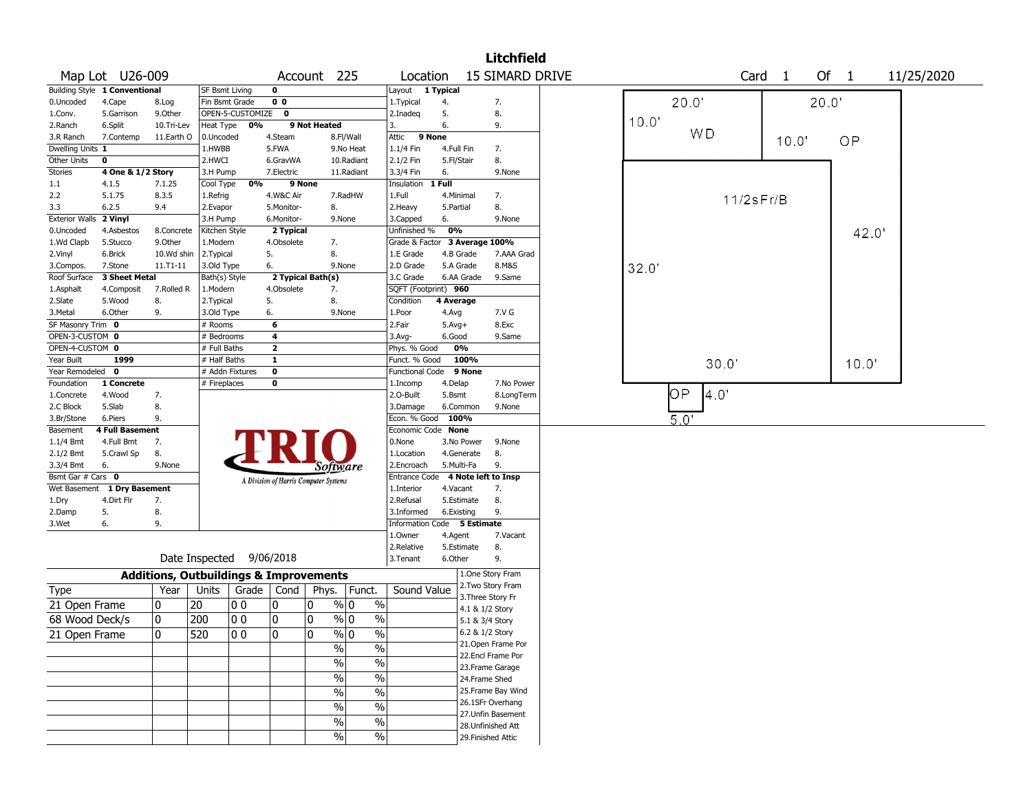# Litchfield

**Map Lot** U26-009 **Account** 225 **Location** 15 SIMARD DRIVE **Card** 1 **Of** 1 11/25/2020

| | | | | | | | | | | | |
|---|---|---|---|---|---|---|---|---|---|---|---|
| Building Style | **1 Conventional** | | SF Bsmt Living | **0** | | | Layout | **1 Typical** | | | |
| 0.Uncoded | 4.Cape | 8.Log | Fin Bsmt Grade | **0 0** | | | 1.Typical | 4. | | 7. | |
| 1.Conv. | 5.Garrison | 9.Other | OPEN-5-CUSTOMIZE | **0** | | | 2.Inadeq | 5. | | 8. | |
| 2.Ranch | 6.Split | 10.Tri-Lev | Heat Type | **0%** | **9 Not Heated** | | 3. | 6. | | 9. | |
| 3.R Ranch | 7.Contemp | 11.Earth O | 0.Uncoded | 4.Steam | 8.Fl/Wall | | Attic | **9 None** | | | |
| Dwelling Units | **1** | | 1.HWBB | 5.FWA | 9.No Heat | | 1.1/4 Fin | 4.Full Fin | | 7. | |
| Other Units | **0** | | 2.HWCI | 6.GravWA | 10.Radiant | | 2.1/2 Fin | 5.Fl/Stair | | 8. | |
| Stories | **4 One & 1/2 Story** | | 3.H Pump | 7.Electric | 11.Radiant | | 3.3/4 Fin | 6. | | 9.None | |
| 1.1 | 4.1.5 | 7.1.25 | Cool Type | **0%** | **9 None** | | Insulation | **1 Full** | | | |
| 2.2 | 5.1.75 | 8.3.5 | 1.Refrig | 4.W&C Air | 7.RadHW | | 1.Full | 4.Minimal | | 7. | |
| 3.3 | 6.2.5 | 9.4 | 2.Evapor | 5.Monitor- | 8. | | 2.Heavy | 5.Partial | | 8. | |
| Exterior Walls | **2 Vinyl** | | 3.H Pump | 6.Monitor- | 9.None | | 3.Capped | 6. | | 9.None | |
| 0.Uncoded | 4.Asbestos | 8.Concrete | Kitchen Style | **2 Typical** | | | Unfinished % | **0%** | | | |
| 1.Wd Clapb | 5.Stucco | 9.Other | 1.Modern | 4.Obsolete | 7. | | Grade & Factor | **3 Average 100%** | | | |
| 2.Vinyl | 6.Brick | 10.Wd shin | 2.Typical | 5. | 8. | | 1.E Grade | 4.B Grade | | 7.AAA Grad | |
| 3.Compos. | 7.Stone | 11.T1-11 | 3.Old Type | 6. | 9.None | | 2.D Grade | 5.A Grade | | 8.M&S | |
| Roof Surface | **3 Sheet Metal** | | Bath(s) Style | **2 Typical Bath(s)** | | | 3.C Grade | 6.AA Grade | | 9.Same | |
| 1.Asphalt | 4.Composit | 7.Rolled R | 1.Modern | 4.Obsolete | 7. | | SQFT (Footprint) | **960** | | | |
| 2.Slate | 5.Wood | 8. | 2.Typical | 5. | 8. | | Condition | **4 Average** | | | |
| 3.Metal | 6.Other | 9. | 3.Old Type | 6. | 9.None | | 1.Poor | 4.Avg | | 7.V G | |
| SF Masonry Trim | **0** | | # Rooms | **6** | | | 2.Fair | 5.Avg+ | | 8.Exc | |
| OPEN-3-CUSTOM | **0** | | # Bedrooms | **4** | | | 3.Avg- | 6.Good | | 9.Same | |
| OPEN-4-CUSTOM | **0** | | # Full Baths | **2** | | | Phys. % Good | **0%** | | | |
| Year Built | **1999** | | # Half Baths | **1** | | | Funct. % Good | **100%** | | | |
| Year Remodeled | **0** | | # Addn Fixtures | **0** | | | Functional Code | **9 None** | | | |
| Foundation | **1 Concrete** | | # Fireplaces | **0** | | | 1.Incomp | 4.Delap | | 7.No Power | |
| 1.Concrete | 4.Wood | 7. | | | | | 2.O-Built | 5.Bsmt | | 8.LongTerm | |
| 2.C Block | 5.Slab | 8. | | | | | 3.Damage | 6.Common | | 9.None | |
| 3.Br/Stone | 6.Piers | 9. | | | | | Econ. % Good | **100%** | | | |
| Basement | **4 Full Basement** | | | | | | Economic Code | **None** | | | |
| 1.1/4 Bmt | 4.Full Bmt | 7. | | | | | 0.None | 3.No Power | | 9.None | |
| 2.1/2 Bmt | 5.Crawl Sp | 8. | | | | | 1.Location | 4.Generate | | 8. | |
| 3.3/4 Bmt | 6. | 9.None | | | | | 2.Encroach | 5.Multi-Fa | | 9. | |
| Bsmt Gar # Cars | **0** | | | | | | Entrance Code | **4 Note left to Insp** | | | |
| Wet Basement | **1 Dry Basement** | | | | | | 1.Interior | 4.Vacant | | 7. | |
| 1.Dry | 4.Dirt Flr | 7. | | | | | 2.Refusal | 5.Estimate | | 8. | |
| 2.Damp | 5. | 8. | | | | | 3.Informed | 6.Existing | | 9. | |
| 3.Wet | 6. | 9. | | | | | Information Code | **5 Estimate** | | | |
| | | | | | | | 1.Owner | 4.Agent | | 7.Vacant | |
| | | | | | | | 2.Relative | 5.Estimate | | 8. | |
| | | | | | | | 3.Tenant | 6.Other | | 9. | |

TRIO Software — A Division of Harris Computer Systems

Date Inspected 9/06/2018

## Additions, Outbuildings & Improvements

| Type | Year | Units | Grade | Cond | Phys. | Funct. | Sound Value |
|---|---|---|---|---|---|---|---|
| 21 Open Frame | 0 | 20 | 0 0 | 0 | 0 % | 0 % | |
| 68 Wood Deck/s | 0 | 200 | 0 0 | 0 | 0 % | 0 % | |
| 21 Open Frame | 0 | 520 | 0 0 | 0 | 0 % | 0 % | |
| | | | | | % | % | |
| | | | | | % | % | |
| | | | | | % | % | |
| | | | | | % | % | |
| | | | | | % | % | |
| | | | | | % | % | |

1.One Story Fram
2.Two Story Fram
3.Three Story Fr
4.1 & 1/2 Story
5.1 & 3/4 Story
6.2 & 1/2 Story
21.Open Frame Por
22.Encl Frame Por
23.Frame Garage
24.Frame Shed
25.Frame Bay Wind
26.1SFr Overhang
27.Unfin Basement
28.Unfinished Att
29.Finished Attic

20.0'
20.0'
10.0'
WD
10.0'
OP
11/2sFr/B
42.0'
32.0'
30.0'
10.0'
OP
4.0'
5.0'